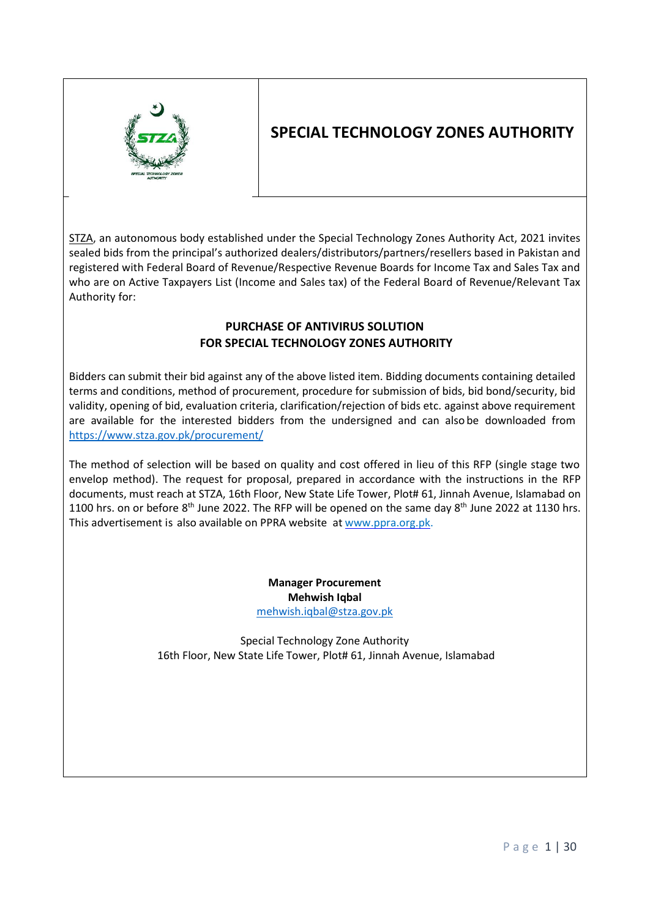# SPECIAL TECHNOLOGY ZONES AUTHORITY

STZA, an autonomous body established under the Special Technology Zones Authority Act, 2021 invites sealed bids from the principal's authorized dealers/distributors/partners/resellers based in Pakistan and registered with Federal Board of Revenue/Respective Revenue Boards for Income Tax and Sales Tax and who are on Active Taxpayers List (Income and Sales tax) of the Federal Board of Revenue/Relevant Tax Authority for:

**PURCHASE OF ANTIVIRUS SOLUTION**
**FOR SPECIAL TECHNOLOGY ZONES AUTHORITY**

Bidders can submit their bid against any of the above listed item. Bidding documents containing detailed terms and conditions, method of procurement, procedure for submission of bids, bid bond/security, bid validity, opening of bid, evaluation criteria, clarification/rejection of bids etc. against above requirement are available for the interested bidders from the undersigned and can also be downloaded from https://www.stza.gov.pk/procurement/

The method of selection will be based on quality and cost offered in lieu of this RFP (single stage two envelop method). The request for proposal, prepared in accordance with the instructions in the RFP documents, must reach at STZA, 16th Floor, New State Life Tower, Plot# 61, Jinnah Avenue, Islamabad on 1100 hrs. on or before 8th June 2022. The RFP will be opened on the same day 8th June 2022 at 1130 hrs. This advertisement is also available on PPRA website at www.ppra.org.pk.

**Manager Procurement**
**Mehwish Iqbal**
mehwish.iqbal@stza.gov.pk

Special Technology Zone Authority
16th Floor, New State Life Tower, Plot# 61, Jinnah Avenue, Islamabad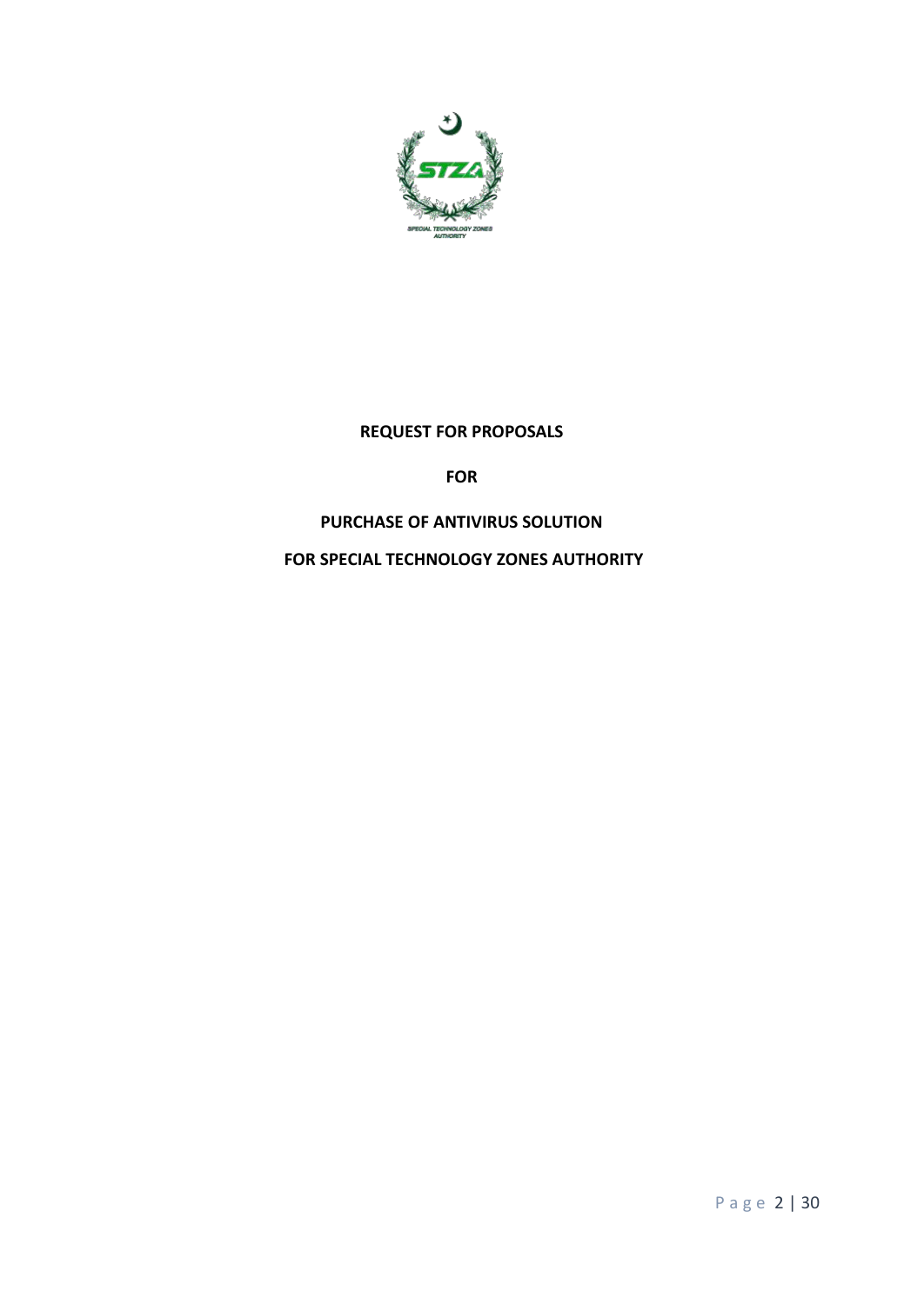**REQUEST FOR PROPOSALS**

**FOR**

**PURCHASE OF ANTIVIRUS SOLUTION**

**FOR SPECIAL TECHNOLOGY ZONES AUTHORITY**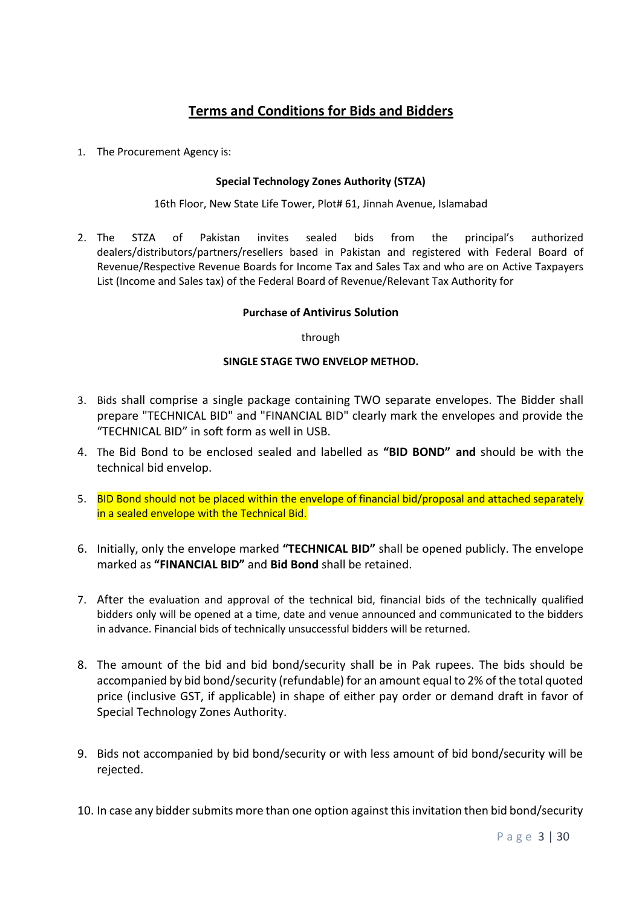## Terms and Conditions for Bids and Bidders

1. The Procurement Agency is:

   **Special Technology Zones Authority (STZA)**

   16th Floor, New State Life Tower, Plot# 61, Jinnah Avenue, Islamabad

2. The STZA of Pakistan invites sealed bids from the principal's authorized dealers/distributors/partners/resellers based in Pakistan and registered with Federal Board of Revenue/Respective Revenue Boards for Income Tax and Sales Tax and who are on Active Taxpayers List (Income and Sales tax) of the Federal Board of Revenue/Relevant Tax Authority for

   **Purchase of Antivirus Solution**

   through

   **SINGLE STAGE TWO ENVELOP METHOD.**

3. Bids shall comprise a single package containing TWO separate envelopes. The Bidder shall prepare "TECHNICAL BID" and "FINANCIAL BID" clearly mark the envelopes and provide the "TECHNICAL BID" in soft form as well in USB.

4. The Bid Bond to be enclosed sealed and labelled as **"BID BOND" and** should be with the technical bid envelop.

5. BID Bond should not be placed within the envelope of financial bid/proposal and attached separately in a sealed envelope with the Technical Bid.

6. Initially, only the envelope marked **"TECHNICAL BID"** shall be opened publicly. The envelope marked as **"FINANCIAL BID"** and **Bid Bond** shall be retained.

7. After the evaluation and approval of the technical bid, financial bids of the technically qualified bidders only will be opened at a time, date and venue announced and communicated to the bidders in advance. Financial bids of technically unsuccessful bidders will be returned.

8. The amount of the bid and bid bond/security shall be in Pak rupees. The bids should be accompanied by bid bond/security (refundable) for an amount equal to 2% of the total quoted price (inclusive GST, if applicable) in shape of either pay order or demand draft in favor of Special Technology Zones Authority.

9. Bids not accompanied by bid bond/security or with less amount of bid bond/security will be rejected.

10. In case any bidder submits more than one option against this invitation then bid bond/security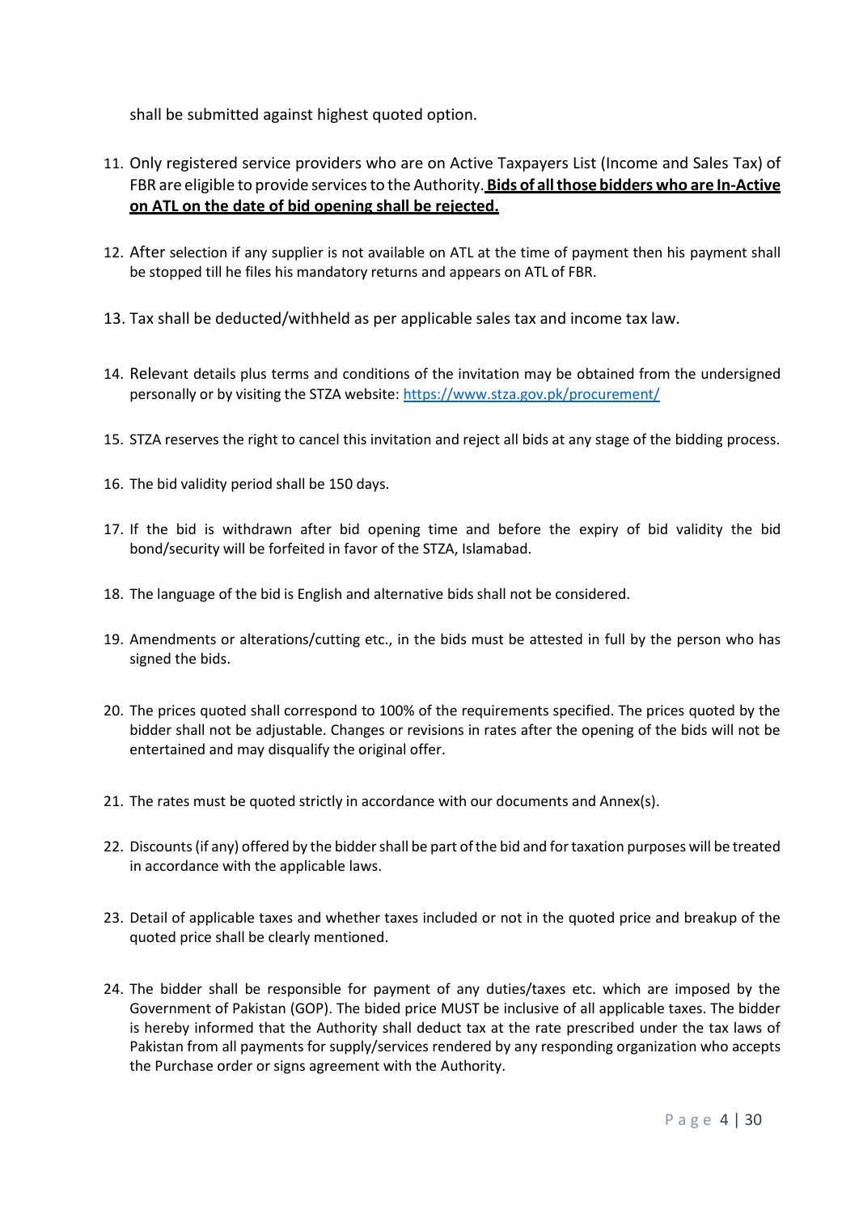shall be submitted against highest quoted option.

11. Only registered service providers who are on Active Taxpayers List (Income and Sales Tax) of FBR are eligible to provide services to the Authority. **<u>Bids of all those bidders who are In-Active on ATL on the date of bid opening shall be rejected.</u>**

12. After selection if any supplier is not available on ATL at the time of payment then his payment shall be stopped till he files his mandatory returns and appears on ATL of FBR.

13. Tax shall be deducted/withheld as per applicable sales tax and income tax law.

14. Relevant details plus terms and conditions of the invitation may be obtained from the undersigned personally or by visiting the STZA website: [https://www.stza.gov.pk/procurement/](https://www.stza.gov.pk/procurement/)

15. STZA reserves the right to cancel this invitation and reject all bids at any stage of the bidding process.

16. The bid validity period shall be 150 days.

17. If the bid is withdrawn after bid opening time and before the expiry of bid validity the bid bond/security will be forfeited in favor of the STZA, Islamabad.

18. The language of the bid is English and alternative bids shall not be considered.

19. Amendments or alterations/cutting etc., in the bids must be attested in full by the person who has signed the bids.

20. The prices quoted shall correspond to 100% of the requirements specified. The prices quoted by the bidder shall not be adjustable. Changes or revisions in rates after the opening of the bids will not be entertained and may disqualify the original offer.

21. The rates must be quoted strictly in accordance with our documents and Annex(s).

22. Discounts (if any) offered by the bidder shall be part of the bid and for taxation purposes will be treated in accordance with the applicable laws.

23. Detail of applicable taxes and whether taxes included or not in the quoted price and breakup of the quoted price shall be clearly mentioned.

24. The bidder shall be responsible for payment of any duties/taxes etc. which are imposed by the Government of Pakistan (GOP). The bided price MUST be inclusive of all applicable taxes. The bidder is hereby informed that the Authority shall deduct tax at the rate prescribed under the tax laws of Pakistan from all payments for supply/services rendered by any responding organization who accepts the Purchase order or signs agreement with the Authority.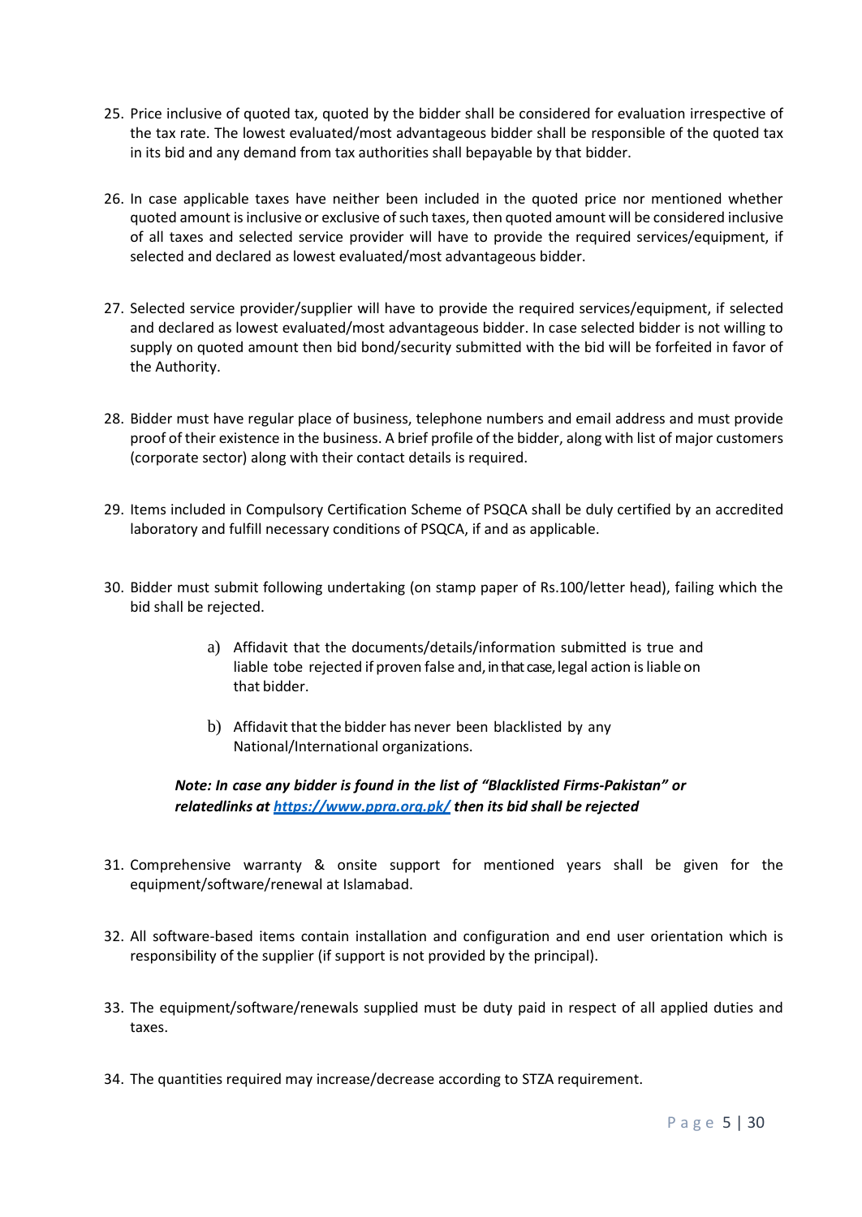25. Price inclusive of quoted tax, quoted by the bidder shall be considered for evaluation irrespective of the tax rate. The lowest evaluated/most advantageous bidder shall be responsible of the quoted tax in its bid and any demand from tax authorities shall bepayable by that bidder.

26. In case applicable taxes have neither been included in the quoted price nor mentioned whether quoted amount is inclusive or exclusive of such taxes, then quoted amount will be considered inclusive of all taxes and selected service provider will have to provide the required services/equipment, if selected and declared as lowest evaluated/most advantageous bidder.

27. Selected service provider/supplier will have to provide the required services/equipment, if selected and declared as lowest evaluated/most advantageous bidder. In case selected bidder is not willing to supply on quoted amount then bid bond/security submitted with the bid will be forfeited in favor of the Authority.

28. Bidder must have regular place of business, telephone numbers and email address and must provide proof of their existence in the business. A brief profile of the bidder, along with list of major customers (corporate sector) along with their contact details is required.

29. Items included in Compulsory Certification Scheme of PSQCA shall be duly certified by an accredited laboratory and fulfill necessary conditions of PSQCA, if and as applicable.

30. Bidder must submit following undertaking (on stamp paper of Rs.100/letter head), failing which the bid shall be rejected.

    a) Affidavit that the documents/details/information submitted is true and liable tobe rejected if proven false and, in that case, legal action is liable on that bidder.

    b) Affidavit that the bidder has never been blacklisted by any National/International organizations.

    ***Note: In case any bidder is found in the list of "Blacklisted Firms-Pakistan" or relatedlinks at [https://www.ppra.org.pk/](https://www.ppra.org.pk/) then its bid shall be rejected***

31. Comprehensive warranty & onsite support for mentioned years shall be given for the equipment/software/renewal at Islamabad.

32. All software-based items contain installation and configuration and end user orientation which is responsibility of the supplier (if support is not provided by the principal).

33. The equipment/software/renewals supplied must be duty paid in respect of all applied duties and taxes.

34. The quantities required may increase/decrease according to STZA requirement.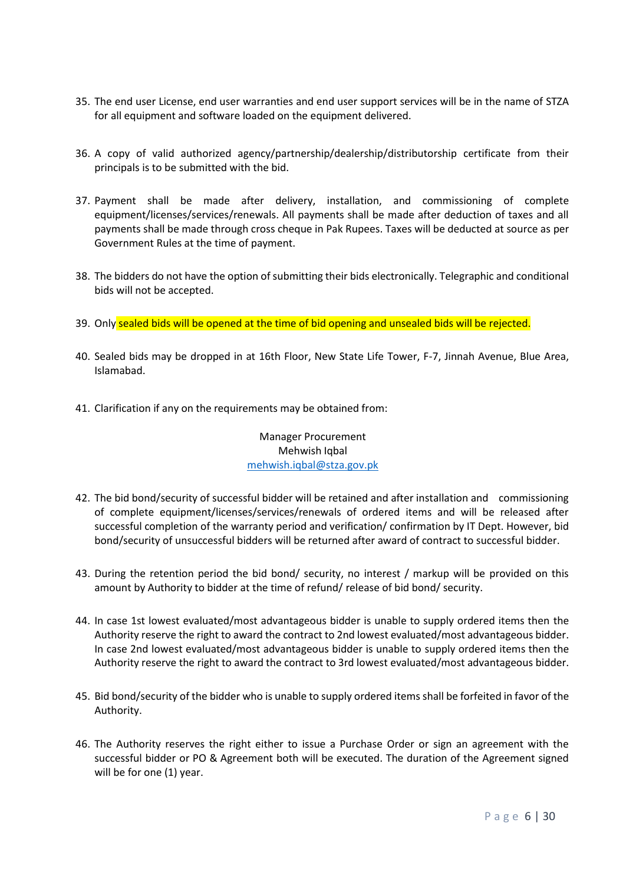35. The end user License, end user warranties and end user support services will be in the name of STZA for all equipment and software loaded on the equipment delivered.

36. A copy of valid authorized agency/partnership/dealership/distributorship certificate from their principals is to be submitted with the bid.

37. Payment shall be made after delivery, installation, and commissioning of complete equipment/licenses/services/renewals. All payments shall be made after deduction of taxes and all payments shall be made through cross cheque in Pak Rupees. Taxes will be deducted at source as per Government Rules at the time of payment.

38. The bidders do not have the option of submitting their bids electronically. Telegraphic and conditional bids will not be accepted.

39. Only sealed bids will be opened at the time of bid opening and unsealed bids will be rejected.

40. Sealed bids may be dropped in at 16th Floor, New State Life Tower, F-7, Jinnah Avenue, Blue Area, Islamabad.

41. Clarification if any on the requirements may be obtained from:

    Manager Procurement
    Mehwish Iqbal
    mehwish.iqbal@stza.gov.pk

42. The bid bond/security of successful bidder will be retained and after installation and commissioning of complete equipment/licenses/services/renewals of ordered items and will be released after successful completion of the warranty period and verification/ confirmation by IT Dept. However, bid bond/security of unsuccessful bidders will be returned after award of contract to successful bidder.

43. During the retention period the bid bond/ security, no interest / markup will be provided on this amount by Authority to bidder at the time of refund/ release of bid bond/ security.

44. In case 1st lowest evaluated/most advantageous bidder is unable to supply ordered items then the Authority reserve the right to award the contract to 2nd lowest evaluated/most advantageous bidder. In case 2nd lowest evaluated/most advantageous bidder is unable to supply ordered items then the Authority reserve the right to award the contract to 3rd lowest evaluated/most advantageous bidder.

45. Bid bond/security of the bidder who is unable to supply ordered items shall be forfeited in favor of the Authority.

46. The Authority reserves the right either to issue a Purchase Order or sign an agreement with the successful bidder or PO & Agreement both will be executed. The duration of the Agreement signed will be for one (1) year.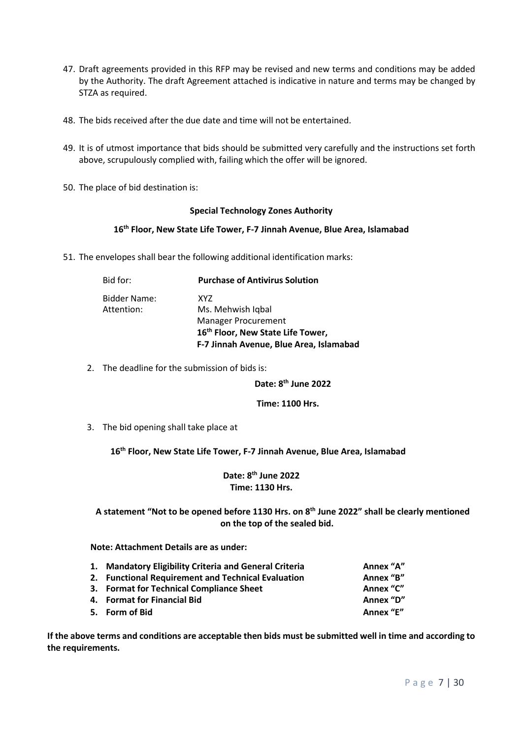47. Draft agreements provided in this RFP may be revised and new terms and conditions may be added by the Authority. The draft Agreement attached is indicative in nature and terms may be changed by STZA as required.

48. The bids received after the due date and time will not be entertained.

49. It is of utmost importance that bids should be submitted very carefully and the instructions set forth above, scrupulously complied with, failing which the offer will be ignored.

50. The place of bid destination is:

**Special Technology Zones Authority**

**16th Floor, New State Life Tower, F-7 Jinnah Avenue, Blue Area, Islamabad**

51. The envelopes shall bear the following additional identification marks:

| | |
|---|---|
| Bid for: | **Purchase of Antivirus Solution** |
| Bidder Name: | XYZ |
| Attention: | Ms. Mehwish Iqbal<br>Manager Procurement<br>**16th Floor, New State Life Tower,**<br>**F-7 Jinnah Avenue, Blue Area, Islamabad** |

2. The deadline for the submission of bids is:

**Date: 8th June 2022**

**Time: 1100 Hrs.**

3. The bid opening shall take place at

**16th Floor, New State Life Tower, F-7 Jinnah Avenue, Blue Area, Islamabad**

**Date: 8th June 2022**
**Time: 1130 Hrs.**

**A statement "Not to be opened before 1130 Hrs. on 8th June 2022" shall be clearly mentioned on the top of the sealed bid.**

**Note: Attachment Details are as under:**

| | |
|---|---|
| **1. Mandatory Eligibility Criteria and General Criteria** | **Annex "A"** |
| **2. Functional Requirement and Technical Evaluation** | **Annex "B"** |
| **3. Format for Technical Compliance Sheet** | **Annex "C"** |
| **4. Format for Financial Bid** | **Annex "D"** |
| **5. Form of Bid** | **Annex "E"** |

**If the above terms and conditions are acceptable then bids must be submitted well in time and according to the requirements.**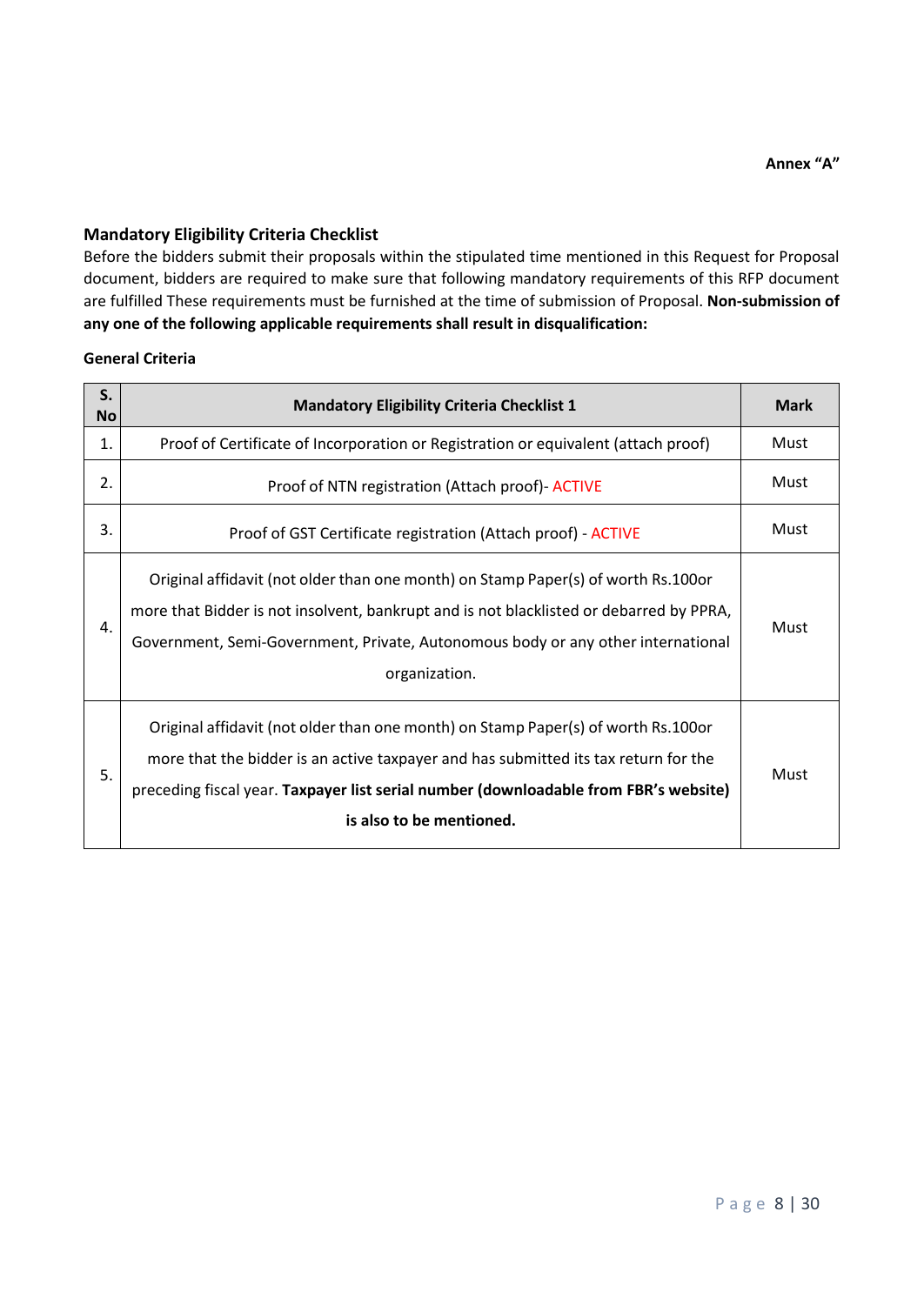**Annex "A"**

## Mandatory Eligibility Criteria Checklist

Before the bidders submit their proposals within the stipulated time mentioned in this Request for Proposal document, bidders are required to make sure that following mandatory requirements of this RFP document are fulfilled These requirements must be furnished at the time of submission of Proposal. **Non-submission of any one of the following applicable requirements shall result in disqualification:**

### General Criteria

| S. No | Mandatory Eligibility Criteria Checklist 1 | Mark |
|---|---|---|
| 1. | Proof of Certificate of Incorporation or Registration or equivalent (attach proof) | Must |
| 2. | Proof of NTN registration (Attach proof)- ACTIVE | Must |
| 3. | Proof of GST Certificate registration (Attach proof) - ACTIVE | Must |
| 4. | Original affidavit (not older than one month) on Stamp Paper(s) of worth Rs.100or more that Bidder is not insolvent, bankrupt and is not blacklisted or debarred by PPRA, Government, Semi-Government, Private, Autonomous body or any other international organization. | Must |
| 5. | Original affidavit (not older than one month) on Stamp Paper(s) of worth Rs.100or more that the bidder is an active taxpayer and has submitted its tax return for the preceding fiscal year. **Taxpayer list serial number (downloadable from FBR's website) is also to be mentioned.** | Must |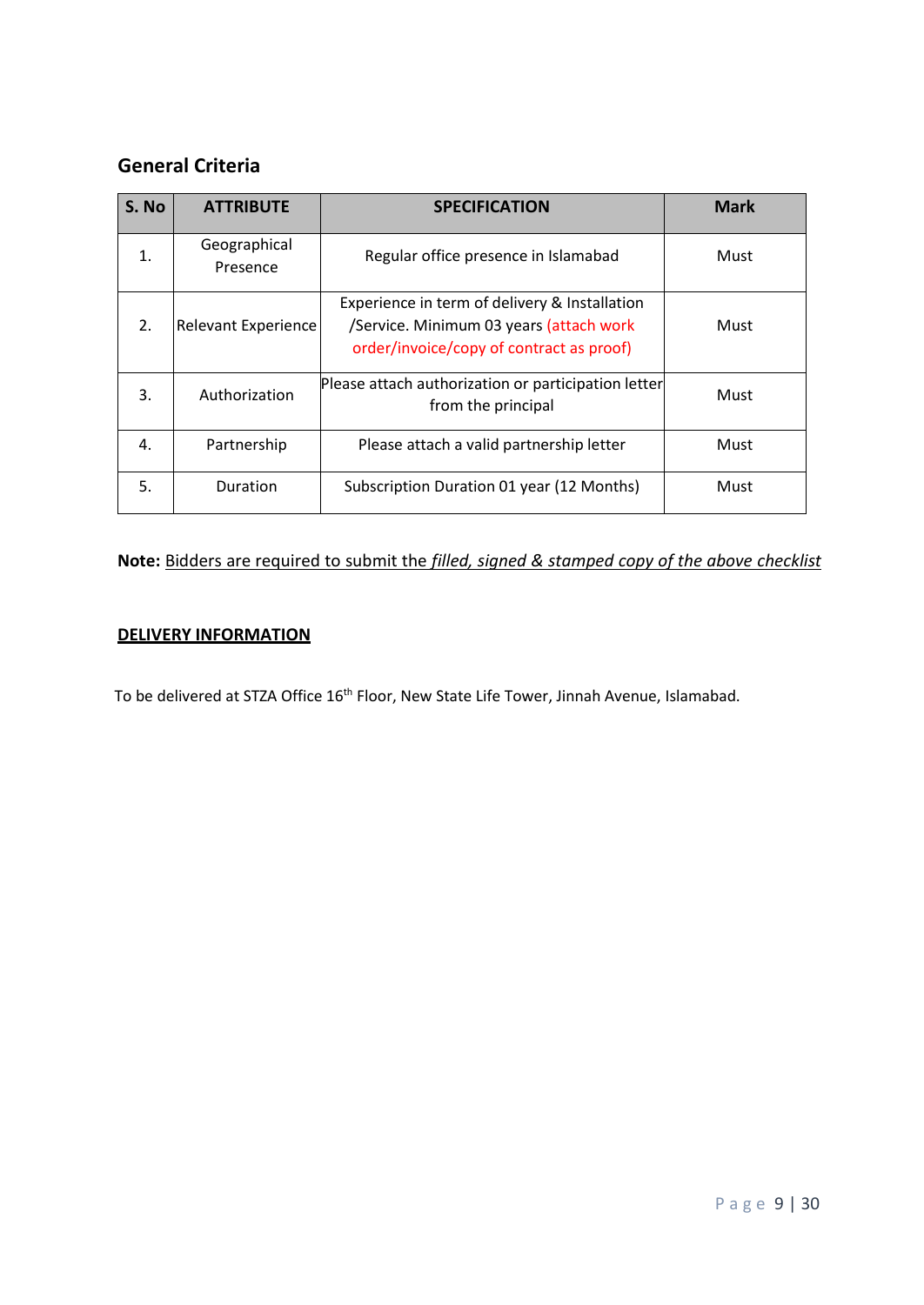## General Criteria

| S. No | ATTRIBUTE | SPECIFICATION | Mark |
|---|---|---|---|
| 1. | Geographical Presence | Regular office presence in Islamabad | Must |
| 2. | Relevant Experience | Experience in term of delivery & Installation /Service. Minimum 03 years (attach work order/invoice/copy of contract as proof) | Must |
| 3. | Authorization | Please attach authorization or participation letter from the principal | Must |
| 4. | Partnership | Please attach a valid partnership letter | Must |
| 5. | Duration | Subscription Duration 01 year (12 Months) | Must |

**Note:** Bidders are required to submit the *filled, signed & stamped copy of the above checklist*

**DELIVERY INFORMATION**

To be delivered at STZA Office 16th Floor, New State Life Tower, Jinnah Avenue, Islamabad.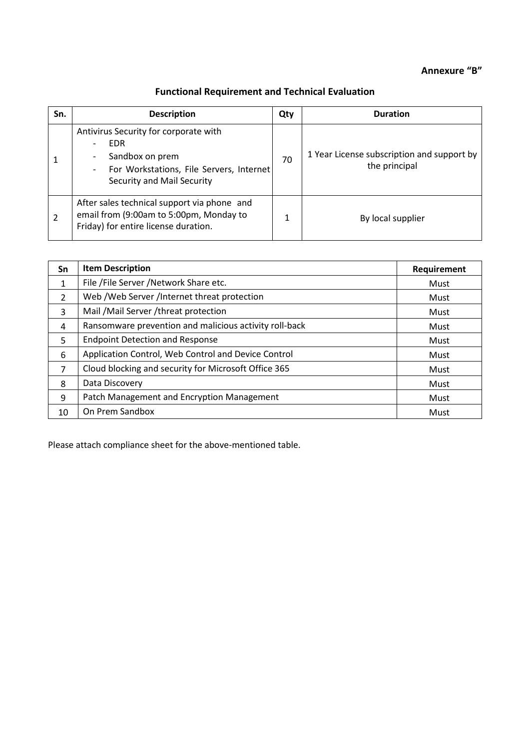**Annexure "B"**

## Functional Requirement and Technical Evaluation

| Sn. | Description | Qty | Duration |
|---|---|---|---|
| 1 | Antivirus Security for corporate with<br>- EDR<br>- Sandbox on prem<br>- For Workstations, File Servers, Internet Security and Mail Security | 70 | 1 Year License subscription and support by the principal |
| 2 | After sales technical support via phone and email from (9:00am to 5:00pm, Monday to Friday) for entire license duration. | 1 | By local supplier |

| Sn | Item Description | Requirement |
|---|---|---|
| 1 | File /File Server /Network Share etc. | Must |
| 2 | Web /Web Server /Internet threat protection | Must |
| 3 | Mail /Mail Server /threat protection | Must |
| 4 | Ransomware prevention and malicious activity roll-back | Must |
| 5 | Endpoint Detection and Response | Must |
| 6 | Application Control, Web Control and Device Control | Must |
| 7 | Cloud blocking and security for Microsoft Office 365 | Must |
| 8 | Data Discovery | Must |
| 9 | Patch Management and Encryption Management | Must |
| 10 | On Prem Sandbox | Must |

Please attach compliance sheet for the above-mentioned table.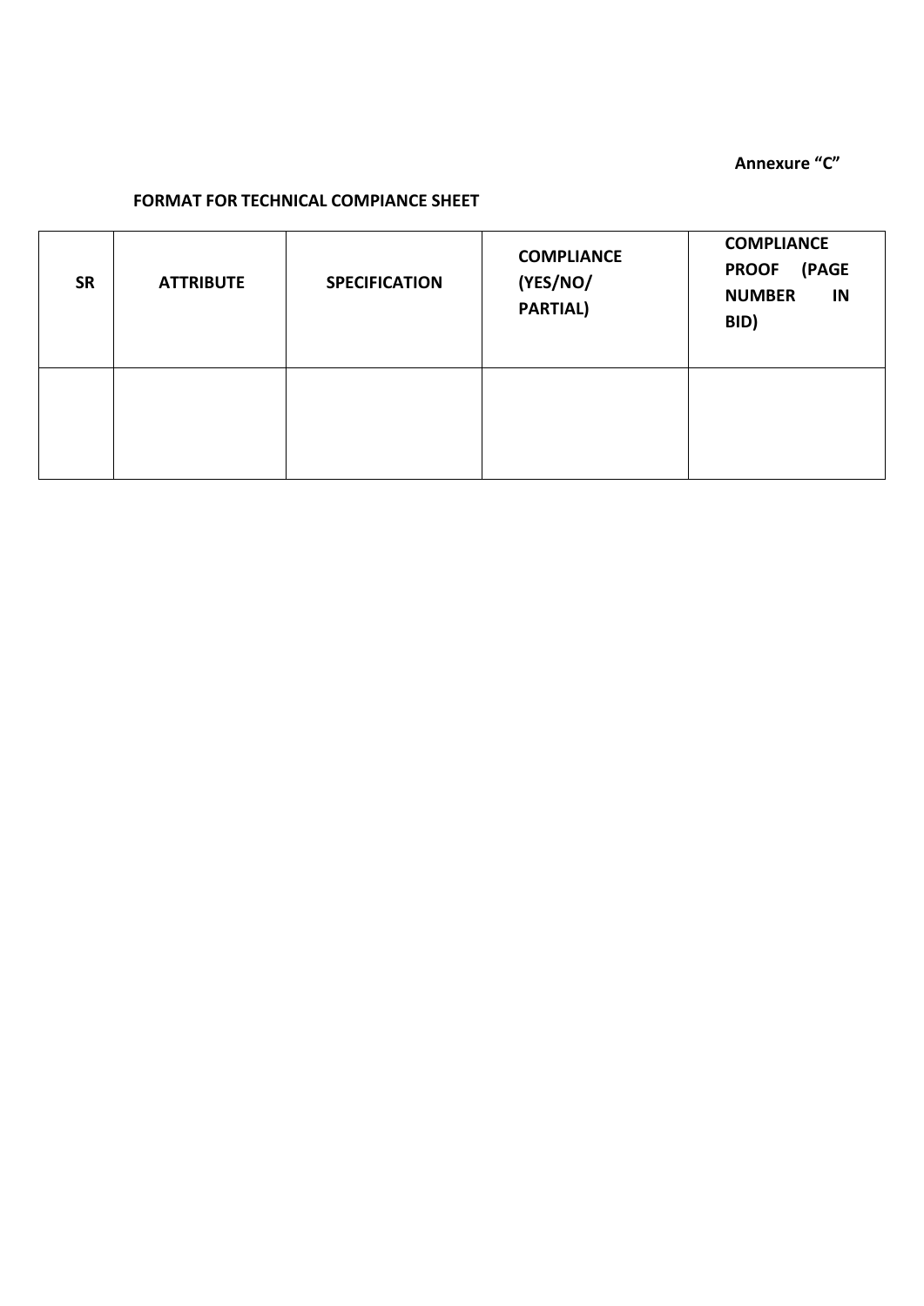**Annexure "C"**

**FORMAT FOR TECHNICAL COMPIANCE SHEET**

| SR | ATTRIBUTE | SPECIFICATION | COMPLIANCE (YES/NO/ PARTIAL) | COMPLIANCE PROOF (PAGE NUMBER IN BID) |
|---|---|---|---|---|
| | | | | |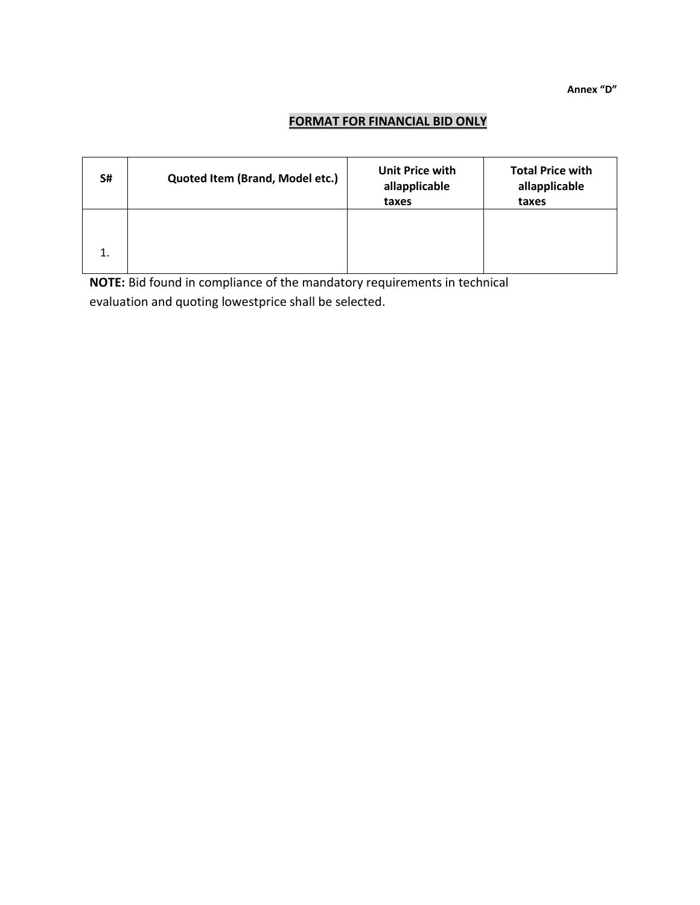Annex "D"

## FORMAT FOR FINANCIAL BID ONLY

| S# | Quoted Item (Brand, Model etc.) | Unit Price with allapplicable taxes | Total Price with allapplicable taxes |
|---|---|---|---|
| 1. | | | |

**NOTE:** Bid found in compliance of the mandatory requirements in technical evaluation and quoting lowestprice shall be selected.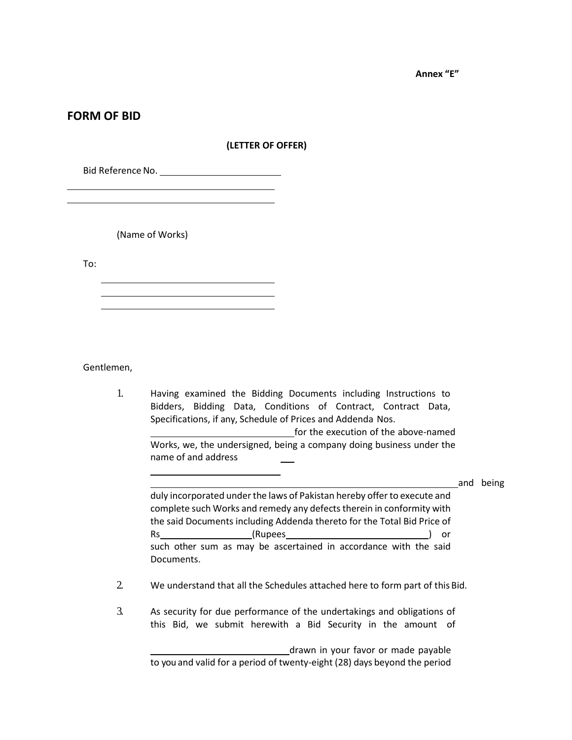Annex "E"

# FORM OF BID

**(LETTER OF OFFER)**

Bid Reference No. ______________________

______________________________________

______________________________________

(Name of Works)

To:

______________________________

______________________________

______________________________

Gentlemen,

1. Having examined the Bidding Documents including Instructions to Bidders, Bidding Data, Conditions of Contract, Contract Data, Specifications, if any, Schedule of Prices and Addenda Nos. ______________________ for the execution of the above-named Works, we, the undersigned, being a company doing business under the name of and address ___

   ______________________

   ______________________________________________________ and being duly incorporated under the laws of Pakistan hereby offer to execute and complete such Works and remedy any defects therein in conformity with the said Documents including Addenda thereto for the Total Bid Price of Rs______________(Rupees______________________) or such other sum as may be ascertained in accordance with the said Documents.

2. We understand that all the Schedules attached here to form part of this Bid.

3. As security for due performance of the undertakings and obligations of this Bid, we submit herewith a Bid Security in the amount of

   ______________________ drawn in your favor or made payable to you and valid for a period of twenty-eight (28) days beyond the period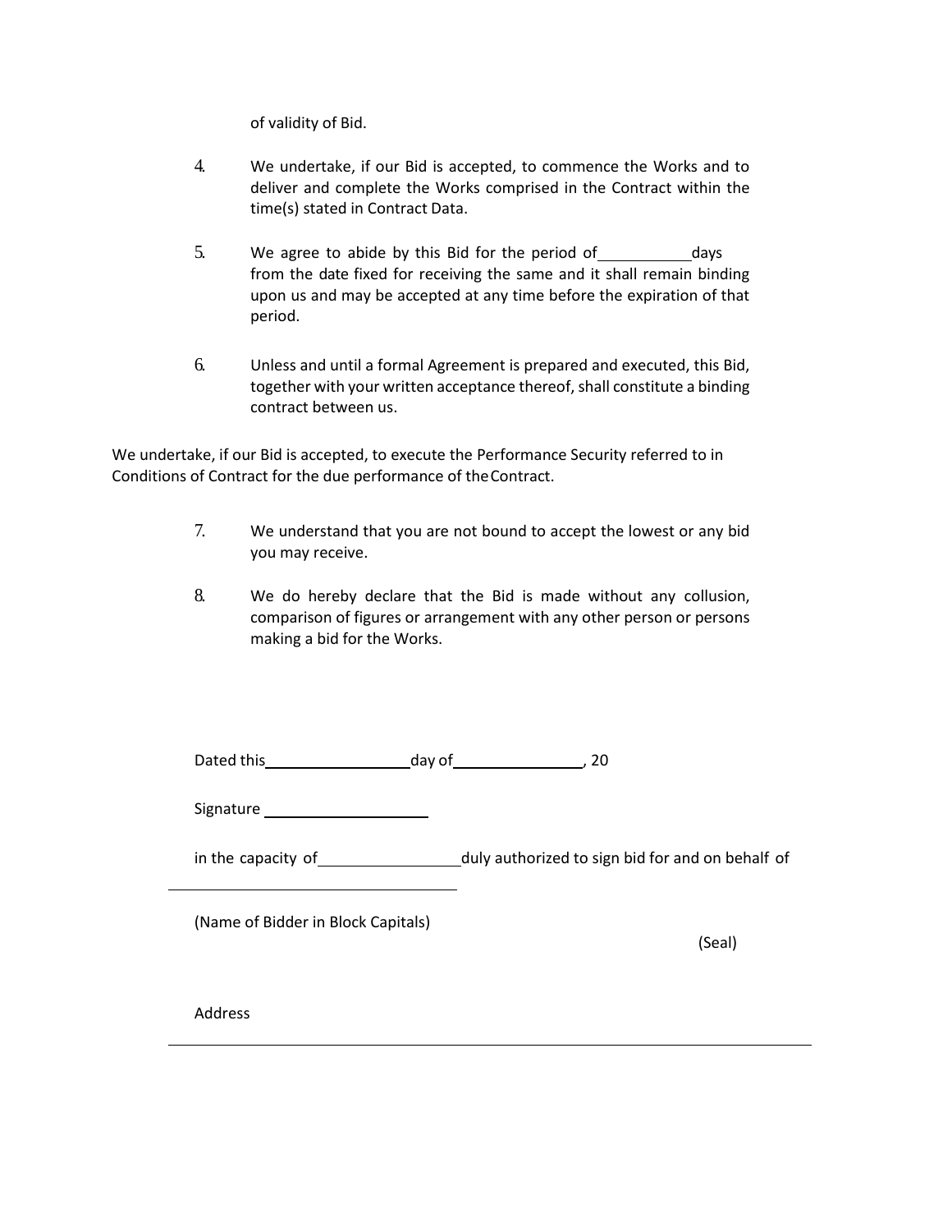of validity of Bid.

4. We undertake, if our Bid is accepted, to commence the Works and to deliver and complete the Works comprised in the Contract within the time(s) stated in Contract Data.

5. We agree to abide by this Bid for the period of ___________ days from the date fixed for receiving the same and it shall remain binding upon us and may be accepted at any time before the expiration of that period.

6. Unless and until a formal Agreement is prepared and executed, this Bid, together with your written acceptance thereof, shall constitute a binding contract between us.

We undertake, if our Bid is accepted, to execute the Performance Security referred to in Conditions of Contract for the due performance of the Contract.

7. We understand that you are not bound to accept the lowest or any bid you may receive.

8. We do hereby declare that the Bid is made without any collusion, comparison of figures or arrangement with any other person or persons making a bid for the Works.

Dated this __________________ day of ________________, 20

Signature ____________________

in the capacity of __________________ duly authorized to sign bid for and on behalf of

____________________________________

(Name of Bidder in Block Capitals)

(Seal)

Address

________________________________________________________________________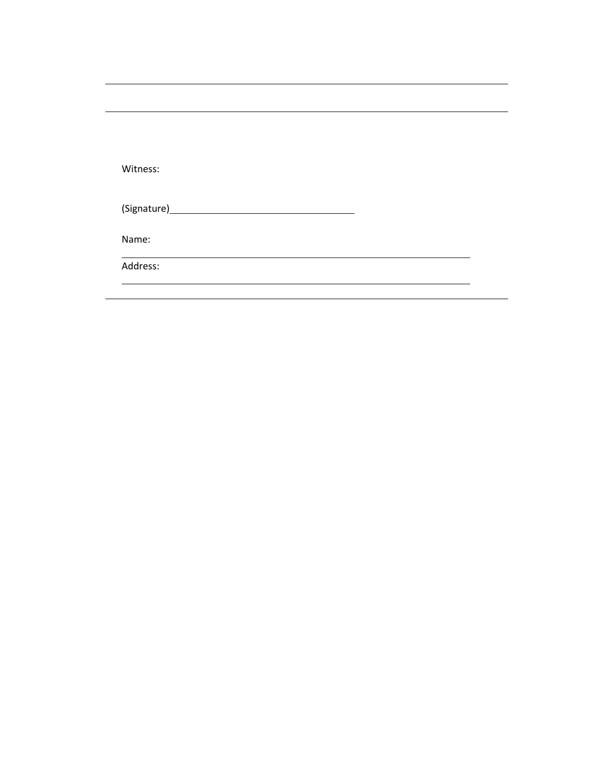---

---

Witness:

(Signature)\_\_\_\_\_\_\_\_\_\_\_\_\_\_\_\_\_\_\_\_\_\_\_\_\_\_\_\_\_\_\_\_\_\_

Name:

\_\_\_\_\_\_\_\_\_\_\_\_\_\_\_\_\_\_\_\_\_\_\_\_\_\_\_\_\_\_\_\_\_\_\_\_\_\_\_\_\_\_\_\_\_\_\_\_\_\_\_\_\_\_\_\_\_\_\_\_\_\_

Address:

\_\_\_\_\_\_\_\_\_\_\_\_\_\_\_\_\_\_\_\_\_\_\_\_\_\_\_\_\_\_\_\_\_\_\_\_\_\_\_\_\_\_\_\_\_\_\_\_\_\_\_\_\_\_\_\_\_\_\_\_\_\_

---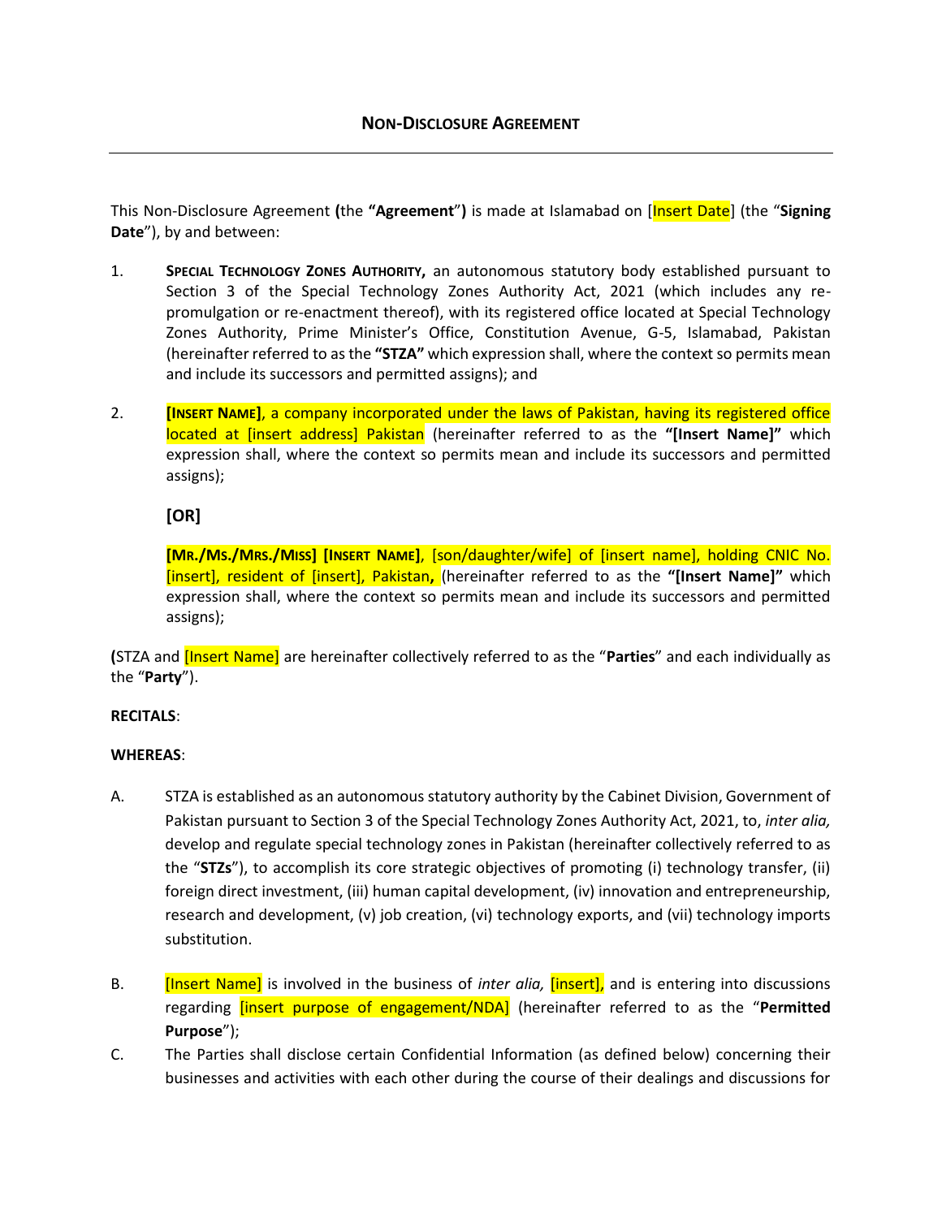## NON-DISCLOSURE AGREEMENT

---

This Non-Disclosure Agreement **(**the **"Agreement")** is made at Islamabad on [Insert Date] (the "**Signing Date**"), by and between:

1. **SPECIAL TECHNOLOGY ZONES AUTHORITY,** an autonomous statutory body established pursuant to Section 3 of the Special Technology Zones Authority Act, 2021 (which includes any re-promulgation or re-enactment thereof), with its registered office located at Special Technology Zones Authority, Prime Minister's Office, Constitution Avenue, G-5, Islamabad, Pakistan (hereinafter referred to as the **"STZA"** which expression shall, where the context so permits mean and include its successors and permitted assigns); and

2. **[INSERT NAME]**, a company incorporated under the laws of Pakistan, having its registered office located at [insert address] Pakistan (hereinafter referred to as the **"[Insert Name]"** which expression shall, where the context so permits mean and include its successors and permitted assigns);

   **[OR]**

   **[MR./MS./MRS./MISS] [INSERT NAME]**, [son/daughter/wife] of [insert name], holding CNIC No. [insert], resident of [insert], Pakistan**,** (hereinafter referred to as the **"[Insert Name]"** which expression shall, where the context so permits mean and include its successors and permitted assigns);

**(**STZA and [Insert Name] are hereinafter collectively referred to as the "**Parties**" and each individually as the "**Party**").

**RECITALS**:

**WHEREAS**:

A. STZA is established as an autonomous statutory authority by the Cabinet Division, Government of Pakistan pursuant to Section 3 of the Special Technology Zones Authority Act, 2021, to, *inter alia,* develop and regulate special technology zones in Pakistan (hereinafter collectively referred to as the "**STZs**"), to accomplish its core strategic objectives of promoting (i) technology transfer, (ii) foreign direct investment, (iii) human capital development, (iv) innovation and entrepreneurship, research and development, (v) job creation, (vi) technology exports, and (vii) technology imports substitution.

B. [Insert Name] is involved in the business of *inter alia,* [insert], and is entering into discussions regarding [insert purpose of engagement/NDA] (hereinafter referred to as the "**Permitted Purpose**");

C. The Parties shall disclose certain Confidential Information (as defined below) concerning their businesses and activities with each other during the course of their dealings and discussions for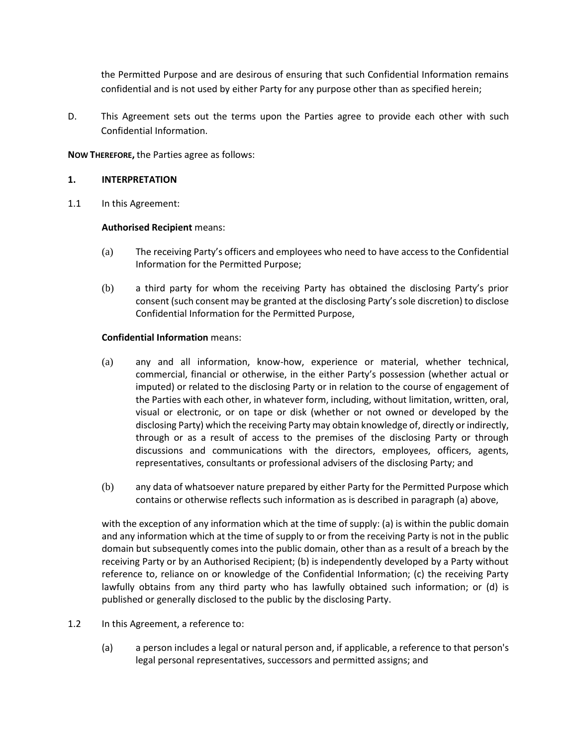the Permitted Purpose and are desirous of ensuring that such Confidential Information remains confidential and is not used by either Party for any purpose other than as specified herein;

D. This Agreement sets out the terms upon the Parties agree to provide each other with such Confidential Information.

**NOW THEREFORE,** the Parties agree as follows:

## 1. INTERPRETATION

1.1 In this Agreement:

**Authorised Recipient** means:

(a) The receiving Party's officers and employees who need to have access to the Confidential Information for the Permitted Purpose;

(b) a third party for whom the receiving Party has obtained the disclosing Party's prior consent (such consent may be granted at the disclosing Party's sole discretion) to disclose Confidential Information for the Permitted Purpose,

**Confidential Information** means:

(a) any and all information, know-how, experience or material, whether technical, commercial, financial or otherwise, in the either Party's possession (whether actual or imputed) or related to the disclosing Party or in relation to the course of engagement of the Parties with each other, in whatever form, including, without limitation, written, oral, visual or electronic, or on tape or disk (whether or not owned or developed by the disclosing Party) which the receiving Party may obtain knowledge of, directly or indirectly, through or as a result of access to the premises of the disclosing Party or through discussions and communications with the directors, employees, officers, agents, representatives, consultants or professional advisers of the disclosing Party; and

(b) any data of whatsoever nature prepared by either Party for the Permitted Purpose which contains or otherwise reflects such information as is described in paragraph (a) above,

with the exception of any information which at the time of supply: (a) is within the public domain and any information which at the time of supply to or from the receiving Party is not in the public domain but subsequently comes into the public domain, other than as a result of a breach by the receiving Party or by an Authorised Recipient; (b) is independently developed by a Party without reference to, reliance on or knowledge of the Confidential Information; (c) the receiving Party lawfully obtains from any third party who has lawfully obtained such information; or (d) is published or generally disclosed to the public by the disclosing Party.

1.2 In this Agreement, a reference to:

(a) a person includes a legal or natural person and, if applicable, a reference to that person's legal personal representatives, successors and permitted assigns; and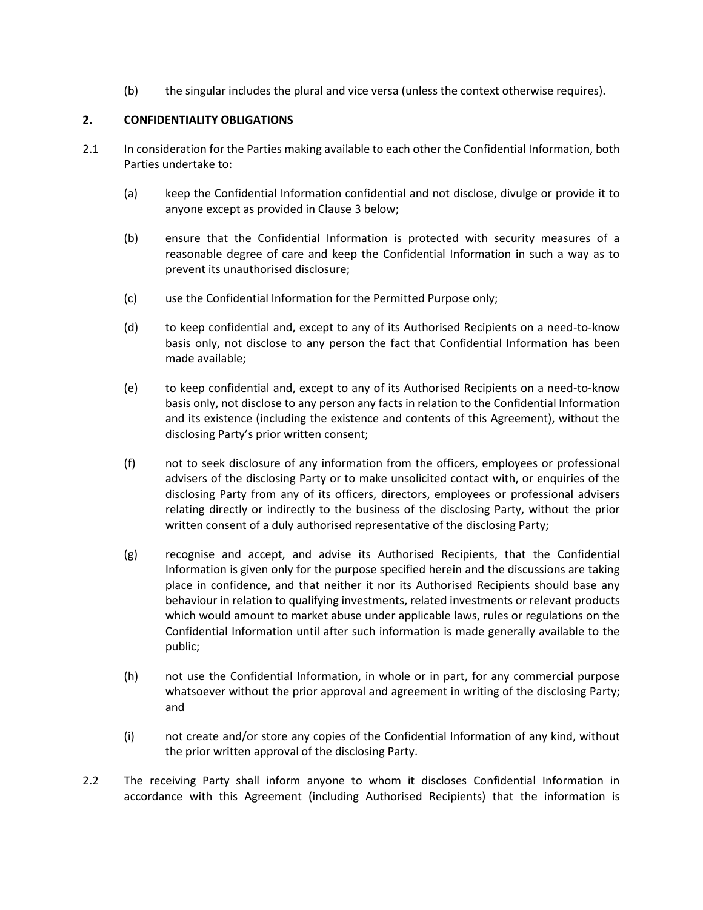(b) the singular includes the plural and vice versa (unless the context otherwise requires).

## 2. CONFIDENTIALITY OBLIGATIONS

2.1 In consideration for the Parties making available to each other the Confidential Information, both Parties undertake to:

(a) keep the Confidential Information confidential and not disclose, divulge or provide it to anyone except as provided in Clause 3 below;

(b) ensure that the Confidential Information is protected with security measures of a reasonable degree of care and keep the Confidential Information in such a way as to prevent its unauthorised disclosure;

(c) use the Confidential Information for the Permitted Purpose only;

(d) to keep confidential and, except to any of its Authorised Recipients on a need-to-know basis only, not disclose to any person the fact that Confidential Information has been made available;

(e) to keep confidential and, except to any of its Authorised Recipients on a need-to-know basis only, not disclose to any person any facts in relation to the Confidential Information and its existence (including the existence and contents of this Agreement), without the disclosing Party's prior written consent;

(f) not to seek disclosure of any information from the officers, employees or professional advisers of the disclosing Party or to make unsolicited contact with, or enquiries of the disclosing Party from any of its officers, directors, employees or professional advisers relating directly or indirectly to the business of the disclosing Party, without the prior written consent of a duly authorised representative of the disclosing Party;

(g) recognise and accept, and advise its Authorised Recipients, that the Confidential Information is given only for the purpose specified herein and the discussions are taking place in confidence, and that neither it nor its Authorised Recipients should base any behaviour in relation to qualifying investments, related investments or relevant products which would amount to market abuse under applicable laws, rules or regulations on the Confidential Information until after such information is made generally available to the public;

(h) not use the Confidential Information, in whole or in part, for any commercial purpose whatsoever without the prior approval and agreement in writing of the disclosing Party; and

(i) not create and/or store any copies of the Confidential Information of any kind, without the prior written approval of the disclosing Party.

2.2 The receiving Party shall inform anyone to whom it discloses Confidential Information in accordance with this Agreement (including Authorised Recipients) that the information is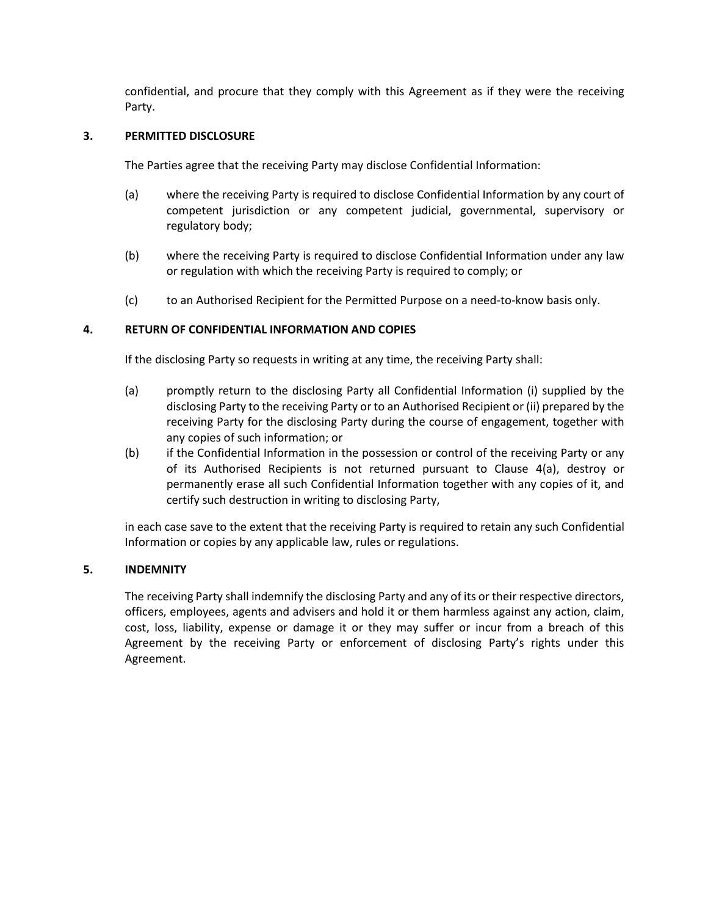confidential, and procure that they comply with this Agreement as if they were the receiving Party.

## 3. PERMITTED DISCLOSURE

The Parties agree that the receiving Party may disclose Confidential Information:

(a) where the receiving Party is required to disclose Confidential Information by any court of competent jurisdiction or any competent judicial, governmental, supervisory or regulatory body;

(b) where the receiving Party is required to disclose Confidential Information under any law or regulation with which the receiving Party is required to comply; or

(c) to an Authorised Recipient for the Permitted Purpose on a need-to-know basis only.

## 4. RETURN OF CONFIDENTIAL INFORMATION AND COPIES

If the disclosing Party so requests in writing at any time, the receiving Party shall:

(a) promptly return to the disclosing Party all Confidential Information (i) supplied by the disclosing Party to the receiving Party or to an Authorised Recipient or (ii) prepared by the receiving Party for the disclosing Party during the course of engagement, together with any copies of such information; or

(b) if the Confidential Information in the possession or control of the receiving Party or any of its Authorised Recipients is not returned pursuant to Clause 4(a), destroy or permanently erase all such Confidential Information together with any copies of it, and certify such destruction in writing to disclosing Party,

in each case save to the extent that the receiving Party is required to retain any such Confidential Information or copies by any applicable law, rules or regulations.

## 5. INDEMNITY

The receiving Party shall indemnify the disclosing Party and any of its or their respective directors, officers, employees, agents and advisers and hold it or them harmless against any action, claim, cost, loss, liability, expense or damage it or they may suffer or incur from a breach of this Agreement by the receiving Party or enforcement of disclosing Party's rights under this Agreement.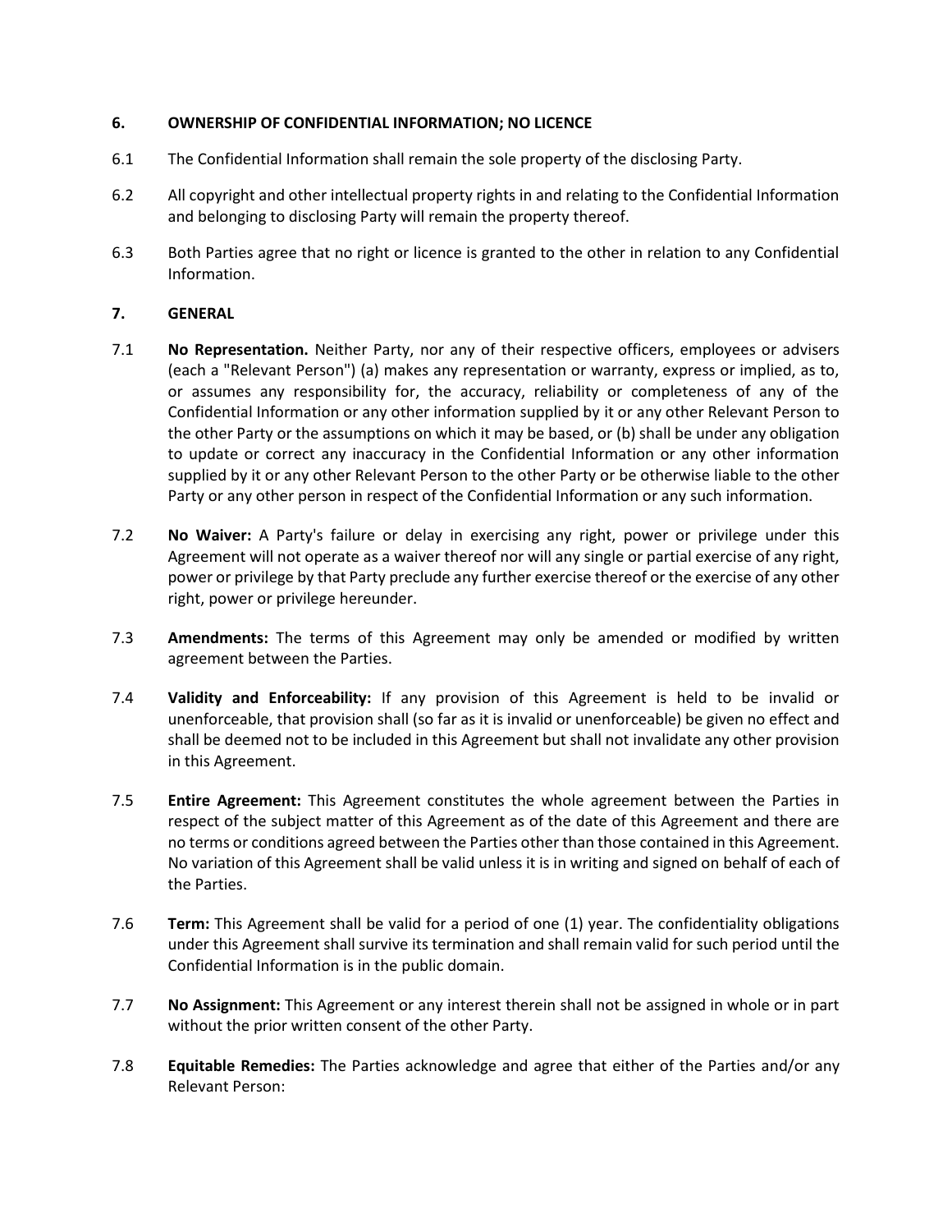## 6. OWNERSHIP OF CONFIDENTIAL INFORMATION; NO LICENCE

6.1 The Confidential Information shall remain the sole property of the disclosing Party.

6.2 All copyright and other intellectual property rights in and relating to the Confidential Information and belonging to disclosing Party will remain the property thereof.

6.3 Both Parties agree that no right or licence is granted to the other in relation to any Confidential Information.

## 7. GENERAL

7.1 **No Representation.** Neither Party, nor any of their respective officers, employees or advisers (each a "Relevant Person") (a) makes any representation or warranty, express or implied, as to, or assumes any responsibility for, the accuracy, reliability or completeness of any of the Confidential Information or any other information supplied by it or any other Relevant Person to the other Party or the assumptions on which it may be based, or (b) shall be under any obligation to update or correct any inaccuracy in the Confidential Information or any other information supplied by it or any other Relevant Person to the other Party or be otherwise liable to the other Party or any other person in respect of the Confidential Information or any such information.

7.2 **No Waiver:** A Party's failure or delay in exercising any right, power or privilege under this Agreement will not operate as a waiver thereof nor will any single or partial exercise of any right, power or privilege by that Party preclude any further exercise thereof or the exercise of any other right, power or privilege hereunder.

7.3 **Amendments:** The terms of this Agreement may only be amended or modified by written agreement between the Parties.

7.4 **Validity and Enforceability:** If any provision of this Agreement is held to be invalid or unenforceable, that provision shall (so far as it is invalid or unenforceable) be given no effect and shall be deemed not to be included in this Agreement but shall not invalidate any other provision in this Agreement.

7.5 **Entire Agreement:** This Agreement constitutes the whole agreement between the Parties in respect of the subject matter of this Agreement as of the date of this Agreement and there are no terms or conditions agreed between the Parties other than those contained in this Agreement. No variation of this Agreement shall be valid unless it is in writing and signed on behalf of each of the Parties.

7.6 **Term:** This Agreement shall be valid for a period of one (1) year. The confidentiality obligations under this Agreement shall survive its termination and shall remain valid for such period until the Confidential Information is in the public domain.

7.7 **No Assignment:** This Agreement or any interest therein shall not be assigned in whole or in part without the prior written consent of the other Party.

7.8 **Equitable Remedies:** The Parties acknowledge and agree that either of the Parties and/or any Relevant Person: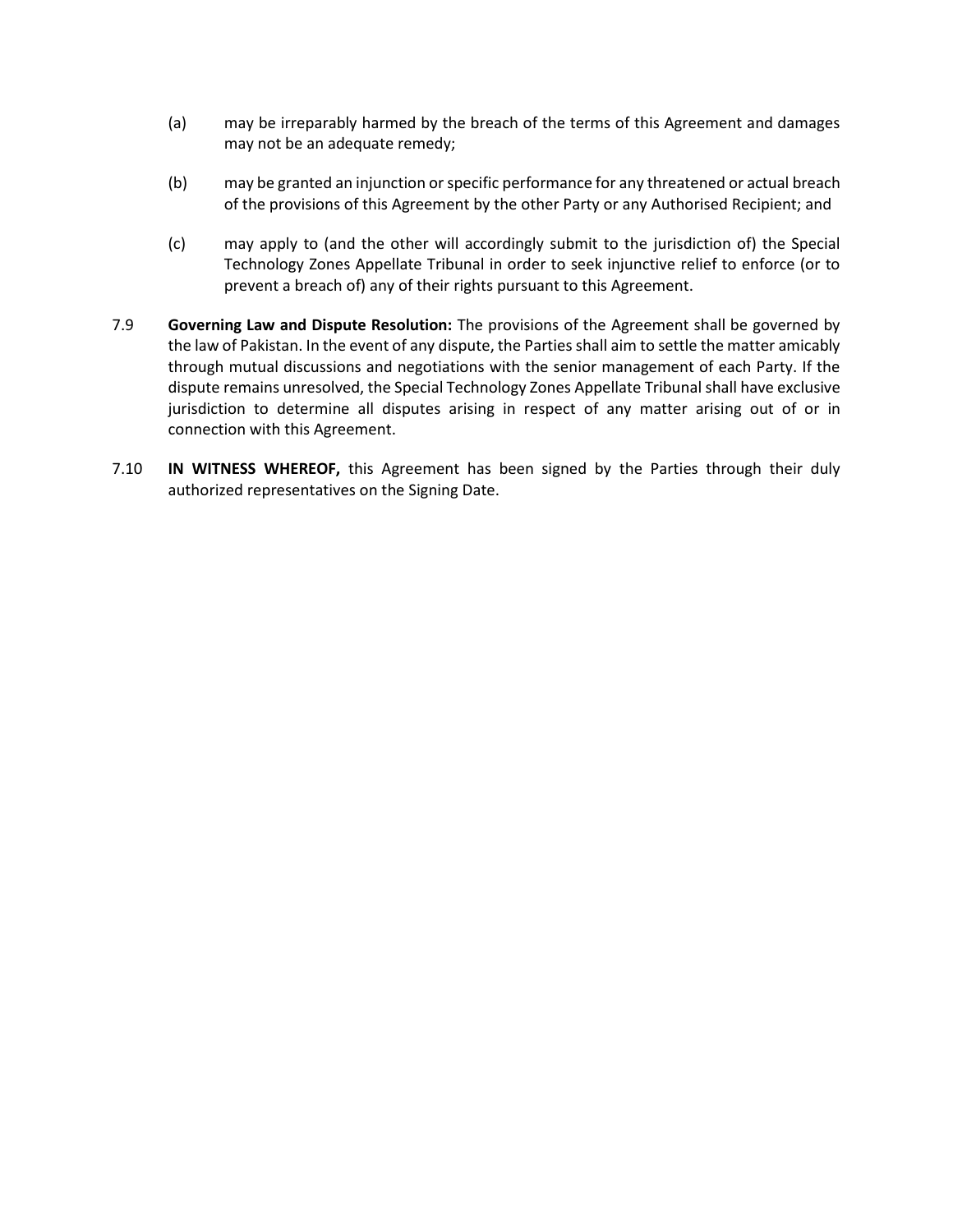(a) may be irreparably harmed by the breach of the terms of this Agreement and damages may not be an adequate remedy;

(b) may be granted an injunction or specific performance for any threatened or actual breach of the provisions of this Agreement by the other Party or any Authorised Recipient; and

(c) may apply to (and the other will accordingly submit to the jurisdiction of) the Special Technology Zones Appellate Tribunal in order to seek injunctive relief to enforce (or to prevent a breach of) any of their rights pursuant to this Agreement.

7.9 **Governing Law and Dispute Resolution:** The provisions of the Agreement shall be governed by the law of Pakistan. In the event of any dispute, the Parties shall aim to settle the matter amicably through mutual discussions and negotiations with the senior management of each Party. If the dispute remains unresolved, the Special Technology Zones Appellate Tribunal shall have exclusive jurisdiction to determine all disputes arising in respect of any matter arising out of or in connection with this Agreement.

7.10 **IN WITNESS WHEREOF,** this Agreement has been signed by the Parties through their duly authorized representatives on the Signing Date.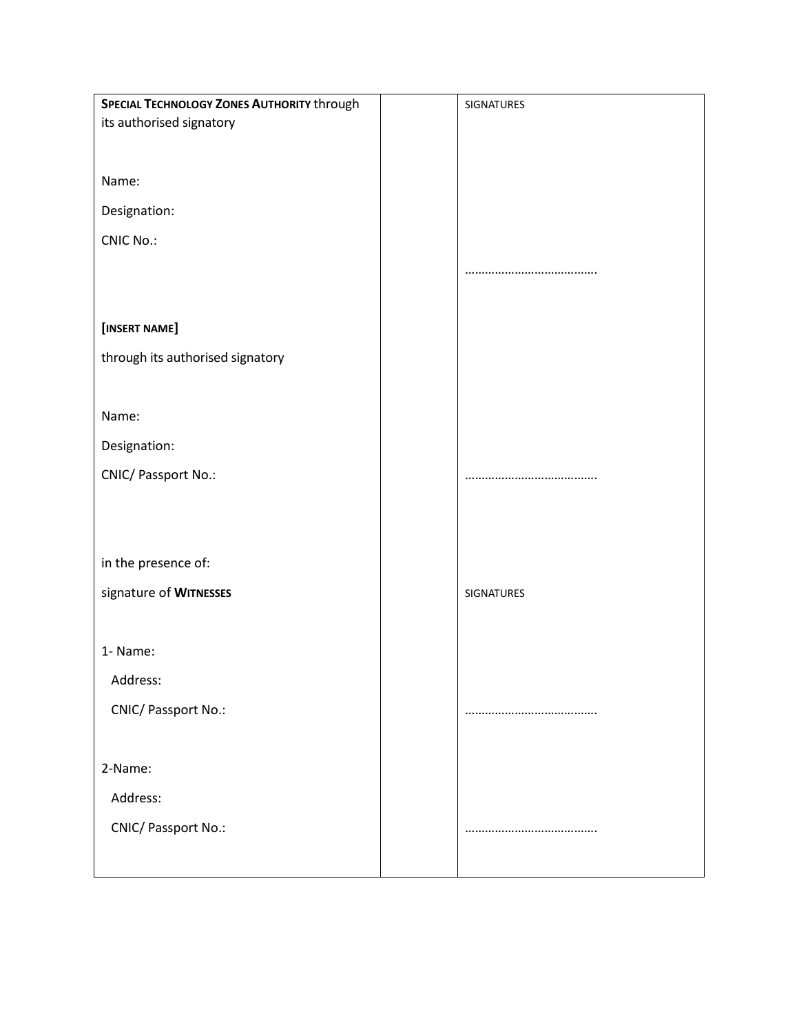| **SPECIAL TECHNOLOGY ZONES AUTHORITY** through its authorised signatory<br><br>Name:<br>Designation:<br>CNIC No.: | | SIGNATURES<br><br><br><br><br><br>………………………………. |
|---|---|---|
| **[INSERT NAME]**<br>through its authorised signatory<br><br>Name:<br>Designation:<br>CNIC/ Passport No.: | | <br><br><br><br><br>………………………………. |
| in the presence of:<br>signature of **WITNESSES** | | <br>SIGNATURES |
| 1- Name:<br>Address:<br>CNIC/ Passport No.: | | <br><br>………………………………. |
| 2-Name:<br>Address:<br>CNIC/ Passport No.: | | <br><br>………………………………. |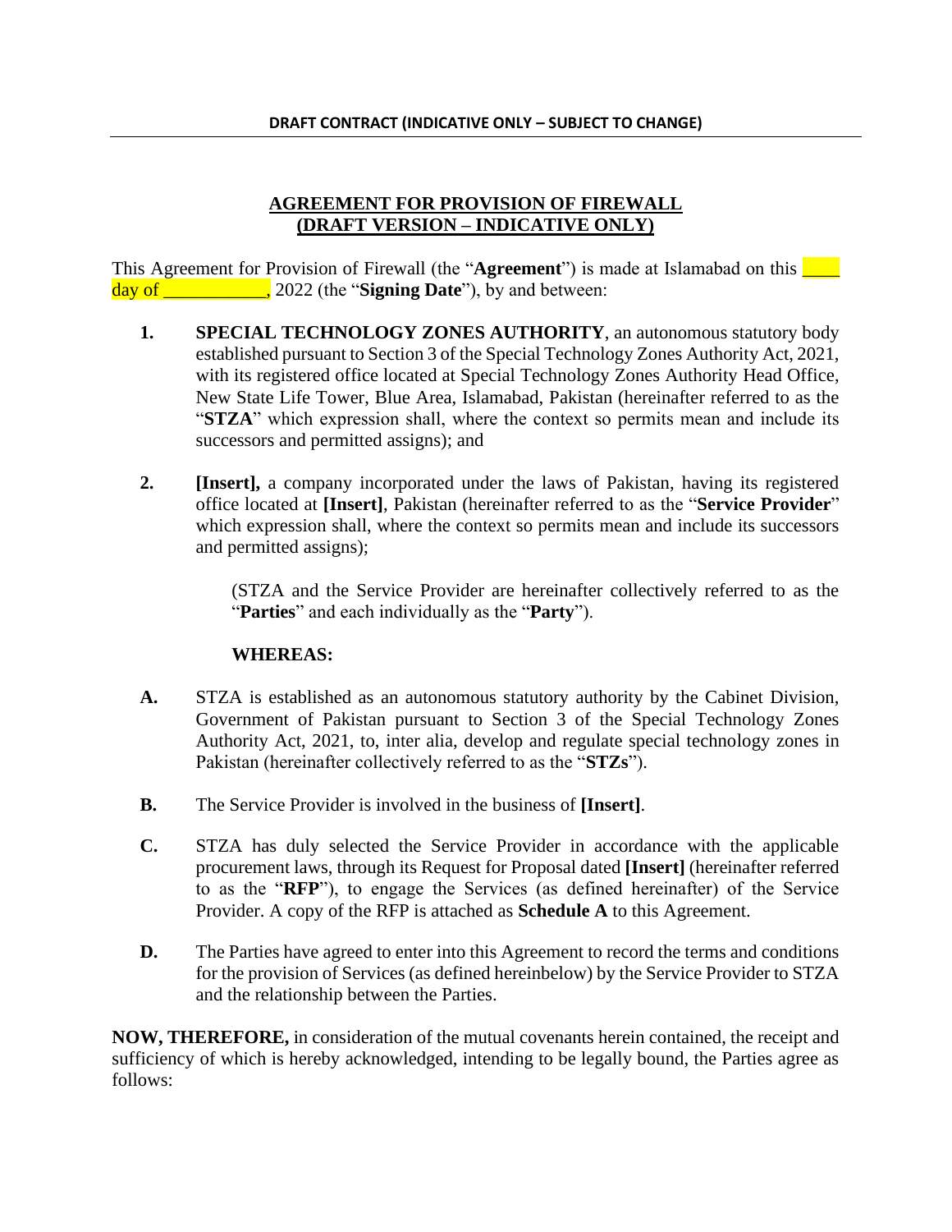**DRAFT CONTRACT (INDICATIVE ONLY – SUBJECT TO CHANGE)**

# AGREEMENT FOR PROVISION OF FIREWALL (DRAFT VERSION – INDICATIVE ONLY)

This Agreement for Provision of Firewall (the "**Agreement**") is made at Islamabad on this ____ day of ___________, 2022 (the "**Signing Date**"), by and between:

1. **SPECIAL TECHNOLOGY ZONES AUTHORITY**, an autonomous statutory body established pursuant to Section 3 of the Special Technology Zones Authority Act, 2021, with its registered office located at Special Technology Zones Authority Head Office, New State Life Tower, Blue Area, Islamabad, Pakistan (hereinafter referred to as the "**STZA**" which expression shall, where the context so permits mean and include its successors and permitted assigns); and

2. **[Insert],** a company incorporated under the laws of Pakistan, having its registered office located at **[Insert]**, Pakistan (hereinafter referred to as the "**Service Provider**" which expression shall, where the context so permits mean and include its successors and permitted assigns);

(STZA and the Service Provider are hereinafter collectively referred to as the "**Parties**" and each individually as the "**Party**").

**WHEREAS:**

**A.** STZA is established as an autonomous statutory authority by the Cabinet Division, Government of Pakistan pursuant to Section 3 of the Special Technology Zones Authority Act, 2021, to, inter alia, develop and regulate special technology zones in Pakistan (hereinafter collectively referred to as the "**STZs**").

**B.** The Service Provider is involved in the business of **[Insert]**.

**C.** STZA has duly selected the Service Provider in accordance with the applicable procurement laws, through its Request for Proposal dated **[Insert]** (hereinafter referred to as the "**RFP**"), to engage the Services (as defined hereinafter) of the Service Provider. A copy of the RFP is attached as **Schedule A** to this Agreement.

**D.** The Parties have agreed to enter into this Agreement to record the terms and conditions for the provision of Services (as defined hereinbelow) by the Service Provider to STZA and the relationship between the Parties.

**NOW, THEREFORE,** in consideration of the mutual covenants herein contained, the receipt and sufficiency of which is hereby acknowledged, intending to be legally bound, the Parties agree as follows: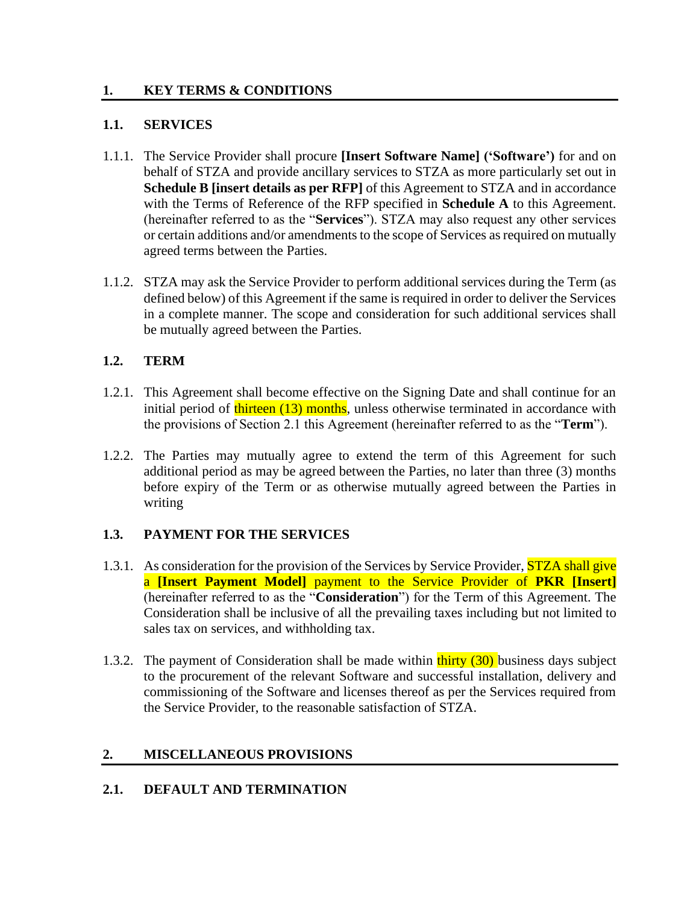## 1. KEY TERMS & CONDITIONS

### 1.1. SERVICES

1.1.1. The Service Provider shall procure **[Insert Software Name] ('Software')** for and on behalf of STZA and provide ancillary services to STZA as more particularly set out in **Schedule B [insert details as per RFP]** of this Agreement to STZA and in accordance with the Terms of Reference of the RFP specified in **Schedule A** to this Agreement. (hereinafter referred to as the "**Services**"). STZA may also request any other services or certain additions and/or amendments to the scope of Services as required on mutually agreed terms between the Parties.

1.1.2. STZA may ask the Service Provider to perform additional services during the Term (as defined below) of this Agreement if the same is required in order to deliver the Services in a complete manner. The scope and consideration for such additional services shall be mutually agreed between the Parties.

### 1.2. TERM

1.2.1. This Agreement shall become effective on the Signing Date and shall continue for an initial period of thirteen (13) months, unless otherwise terminated in accordance with the provisions of Section 2.1 this Agreement (hereinafter referred to as the "**Term**").

1.2.2. The Parties may mutually agree to extend the term of this Agreement for such additional period as may be agreed between the Parties, no later than three (3) months before expiry of the Term or as otherwise mutually agreed between the Parties in writing

### 1.3. PAYMENT FOR THE SERVICES

1.3.1. As consideration for the provision of the Services by Service Provider, STZA shall give a **[Insert Payment Model]** payment to the Service Provider of **PKR [Insert]** (hereinafter referred to as the "**Consideration**") for the Term of this Agreement. The Consideration shall be inclusive of all the prevailing taxes including but not limited to sales tax on services, and withholding tax.

1.3.2. The payment of Consideration shall be made within thirty (30) business days subject to the procurement of the relevant Software and successful installation, delivery and commissioning of the Software and licenses thereof as per the Services required from the Service Provider, to the reasonable satisfaction of STZA.

## 2. MISCELLANEOUS PROVISIONS

### 2.1. DEFAULT AND TERMINATION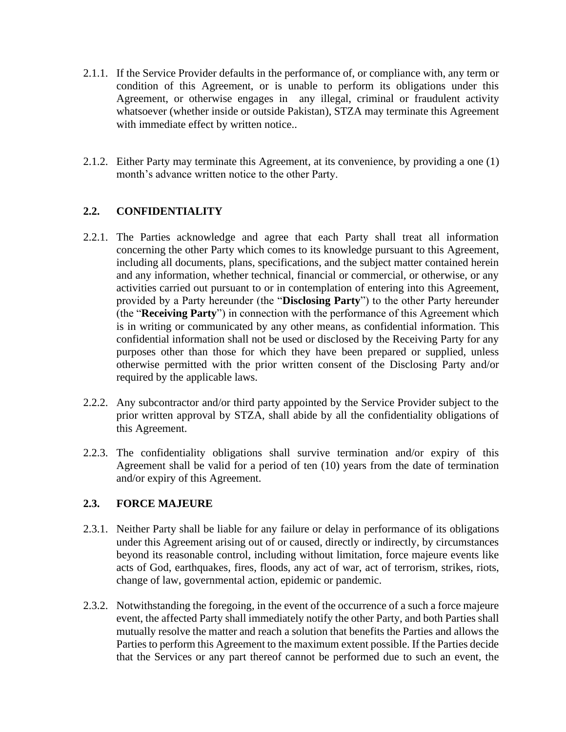2.1.1. If the Service Provider defaults in the performance of, or compliance with, any term or condition of this Agreement, or is unable to perform its obligations under this Agreement, or otherwise engages in any illegal, criminal or fraudulent activity whatsoever (whether inside or outside Pakistan), STZA may terminate this Agreement with immediate effect by written notice..

2.1.2. Either Party may terminate this Agreement, at its convenience, by providing a one (1) month's advance written notice to the other Party.

## 2.2. CONFIDENTIALITY

2.2.1. The Parties acknowledge and agree that each Party shall treat all information concerning the other Party which comes to its knowledge pursuant to this Agreement, including all documents, plans, specifications, and the subject matter contained herein and any information, whether technical, financial or commercial, or otherwise, or any activities carried out pursuant to or in contemplation of entering into this Agreement, provided by a Party hereunder (the "**Disclosing Party**") to the other Party hereunder (the "**Receiving Party**") in connection with the performance of this Agreement which is in writing or communicated by any other means, as confidential information. This confidential information shall not be used or disclosed by the Receiving Party for any purposes other than those for which they have been prepared or supplied, unless otherwise permitted with the prior written consent of the Disclosing Party and/or required by the applicable laws.

2.2.2. Any subcontractor and/or third party appointed by the Service Provider subject to the prior written approval by STZA, shall abide by all the confidentiality obligations of this Agreement.

2.2.3. The confidentiality obligations shall survive termination and/or expiry of this Agreement shall be valid for a period of ten (10) years from the date of termination and/or expiry of this Agreement.

## 2.3. FORCE MAJEURE

2.3.1. Neither Party shall be liable for any failure or delay in performance of its obligations under this Agreement arising out of or caused, directly or indirectly, by circumstances beyond its reasonable control, including without limitation, force majeure events like acts of God, earthquakes, fires, floods, any act of war, act of terrorism, strikes, riots, change of law, governmental action, epidemic or pandemic.

2.3.2. Notwithstanding the foregoing, in the event of the occurrence of a such a force majeure event, the affected Party shall immediately notify the other Party, and both Parties shall mutually resolve the matter and reach a solution that benefits the Parties and allows the Parties to perform this Agreement to the maximum extent possible. If the Parties decide that the Services or any part thereof cannot be performed due to such an event, the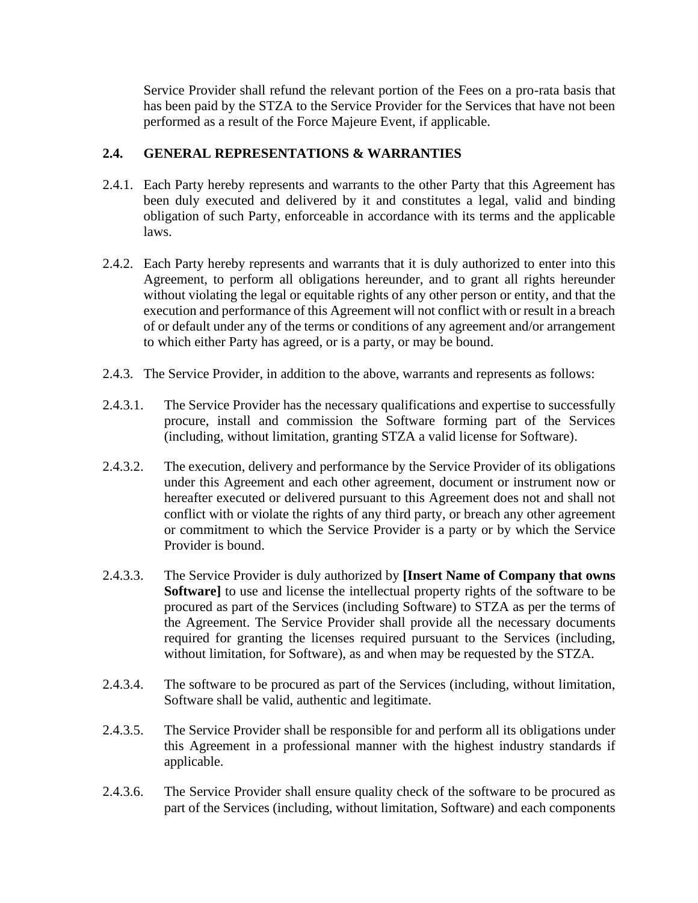Service Provider shall refund the relevant portion of the Fees on a pro-rata basis that has been paid by the STZA to the Service Provider for the Services that have not been performed as a result of the Force Majeure Event, if applicable.

## 2.4. GENERAL REPRESENTATIONS & WARRANTIES

2.4.1. Each Party hereby represents and warrants to the other Party that this Agreement has been duly executed and delivered by it and constitutes a legal, valid and binding obligation of such Party, enforceable in accordance with its terms and the applicable laws.

2.4.2. Each Party hereby represents and warrants that it is duly authorized to enter into this Agreement, to perform all obligations hereunder, and to grant all rights hereunder without violating the legal or equitable rights of any other person or entity, and that the execution and performance of this Agreement will not conflict with or result in a breach of or default under any of the terms or conditions of any agreement and/or arrangement to which either Party has agreed, or is a party, or may be bound.

2.4.3. The Service Provider, in addition to the above, warrants and represents as follows:

2.4.3.1. The Service Provider has the necessary qualifications and expertise to successfully procure, install and commission the Software forming part of the Services (including, without limitation, granting STZA a valid license for Software).

2.4.3.2. The execution, delivery and performance by the Service Provider of its obligations under this Agreement and each other agreement, document or instrument now or hereafter executed or delivered pursuant to this Agreement does not and shall not conflict with or violate the rights of any third party, or breach any other agreement or commitment to which the Service Provider is a party or by which the Service Provider is bound.

2.4.3.3. The Service Provider is duly authorized by **[Insert Name of Company that owns Software]** to use and license the intellectual property rights of the software to be procured as part of the Services (including Software) to STZA as per the terms of the Agreement. The Service Provider shall provide all the necessary documents required for granting the licenses required pursuant to the Services (including, without limitation, for Software), as and when may be requested by the STZA.

2.4.3.4. The software to be procured as part of the Services (including, without limitation, Software shall be valid, authentic and legitimate.

2.4.3.5. The Service Provider shall be responsible for and perform all its obligations under this Agreement in a professional manner with the highest industry standards if applicable.

2.4.3.6. The Service Provider shall ensure quality check of the software to be procured as part of the Services (including, without limitation, Software) and each components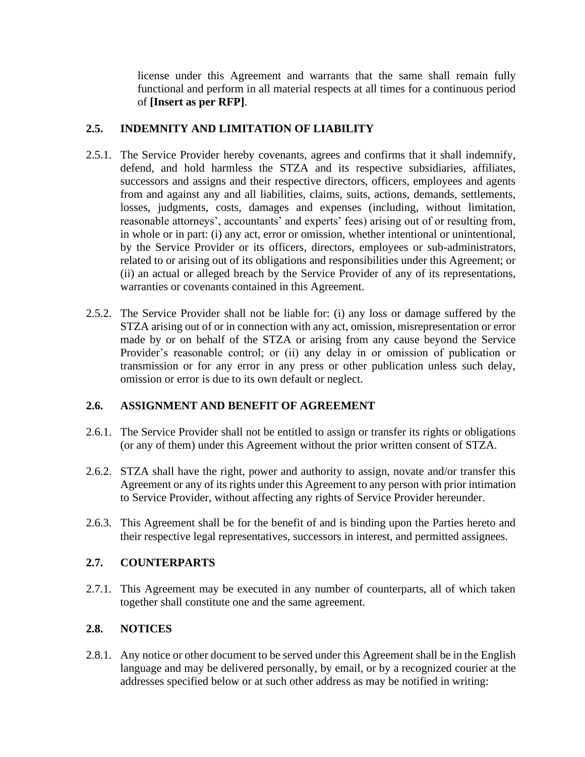license under this Agreement and warrants that the same shall remain fully functional and perform in all material respects at all times for a continuous period of **[Insert as per RFP]**.

### 2.5. INDEMNITY AND LIMITATION OF LIABILITY

2.5.1. The Service Provider hereby covenants, agrees and confirms that it shall indemnify, defend, and hold harmless the STZA and its respective subsidiaries, affiliates, successors and assigns and their respective directors, officers, employees and agents from and against any and all liabilities, claims, suits, actions, demands, settlements, losses, judgments, costs, damages and expenses (including, without limitation, reasonable attorneys', accountants' and experts' fees) arising out of or resulting from, in whole or in part: (i) any act, error or omission, whether intentional or unintentional, by the Service Provider or its officers, directors, employees or sub-administrators, related to or arising out of its obligations and responsibilities under this Agreement; or (ii) an actual or alleged breach by the Service Provider of any of its representations, warranties or covenants contained in this Agreement.

2.5.2. The Service Provider shall not be liable for: (i) any loss or damage suffered by the STZA arising out of or in connection with any act, omission, misrepresentation or error made by or on behalf of the STZA or arising from any cause beyond the Service Provider's reasonable control; or (ii) any delay in or omission of publication or transmission or for any error in any press or other publication unless such delay, omission or error is due to its own default or neglect.

### 2.6. ASSIGNMENT AND BENEFIT OF AGREEMENT

2.6.1. The Service Provider shall not be entitled to assign or transfer its rights or obligations (or any of them) under this Agreement without the prior written consent of STZA.

2.6.2. STZA shall have the right, power and authority to assign, novate and/or transfer this Agreement or any of its rights under this Agreement to any person with prior intimation to Service Provider, without affecting any rights of Service Provider hereunder.

2.6.3. This Agreement shall be for the benefit of and is binding upon the Parties hereto and their respective legal representatives, successors in interest, and permitted assignees.

### 2.7. COUNTERPARTS

2.7.1. This Agreement may be executed in any number of counterparts, all of which taken together shall constitute one and the same agreement.

### 2.8. NOTICES

2.8.1. Any notice or other document to be served under this Agreement shall be in the English language and may be delivered personally, by email, or by a recognized courier at the addresses specified below or at such other address as may be notified in writing: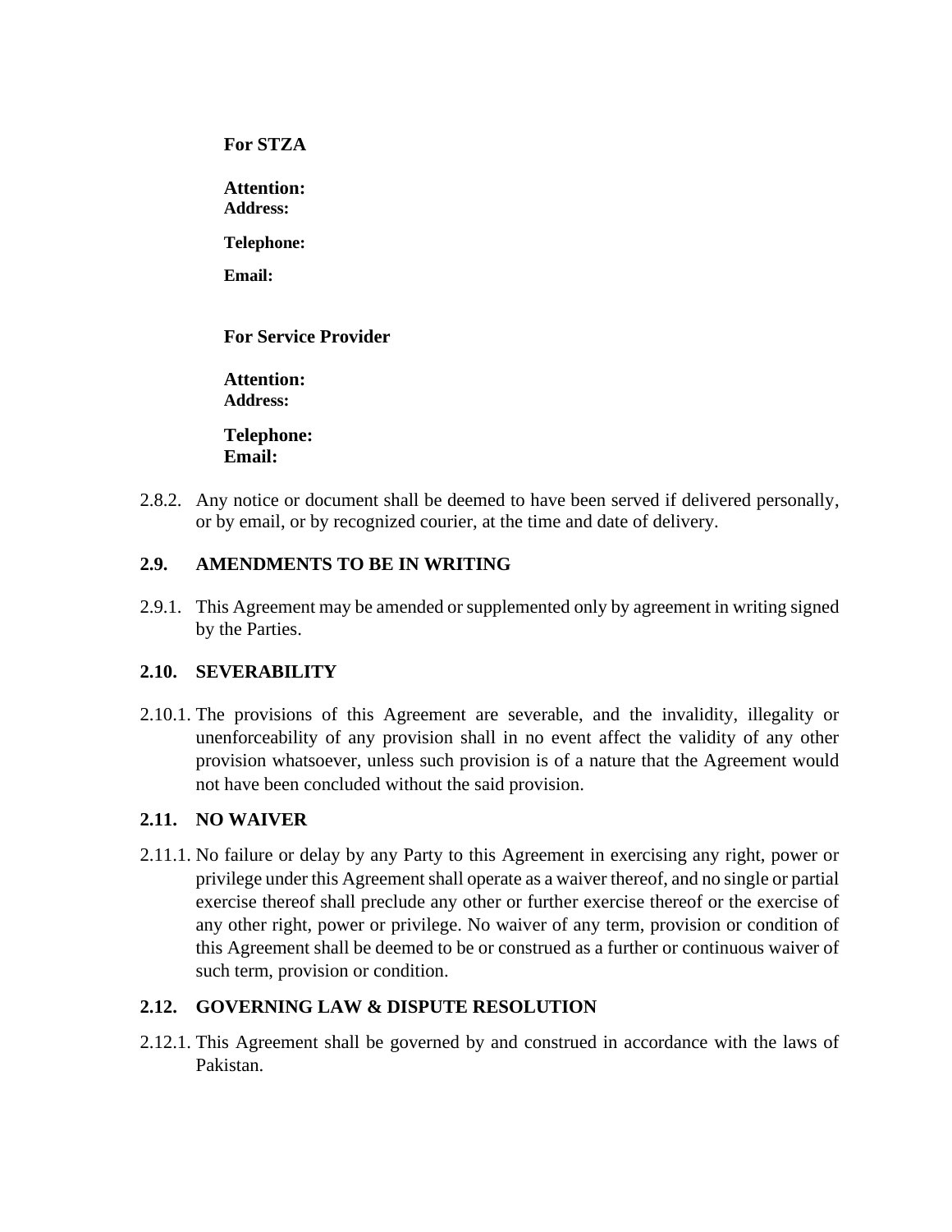**For STZA**

**Attention:**
**Address:**

**Telephone:**

**Email:**

**For Service Provider**

**Attention:**
**Address:**

**Telephone:**
**Email:**

2.8.2. Any notice or document shall be deemed to have been served if delivered personally, or by email, or by recognized courier, at the time and date of delivery.

### 2.9. AMENDMENTS TO BE IN WRITING

2.9.1. This Agreement may be amended or supplemented only by agreement in writing signed by the Parties.

### 2.10. SEVERABILITY

2.10.1. The provisions of this Agreement are severable, and the invalidity, illegality or unenforceability of any provision shall in no event affect the validity of any other provision whatsoever, unless such provision is of a nature that the Agreement would not have been concluded without the said provision.

### 2.11. NO WAIVER

2.11.1. No failure or delay by any Party to this Agreement in exercising any right, power or privilege under this Agreement shall operate as a waiver thereof, and no single or partial exercise thereof shall preclude any other or further exercise thereof or the exercise of any other right, power or privilege. No waiver of any term, provision or condition of this Agreement shall be deemed to be or construed as a further or continuous waiver of such term, provision or condition.

### 2.12. GOVERNING LAW & DISPUTE RESOLUTION

2.12.1. This Agreement shall be governed by and construed in accordance with the laws of Pakistan.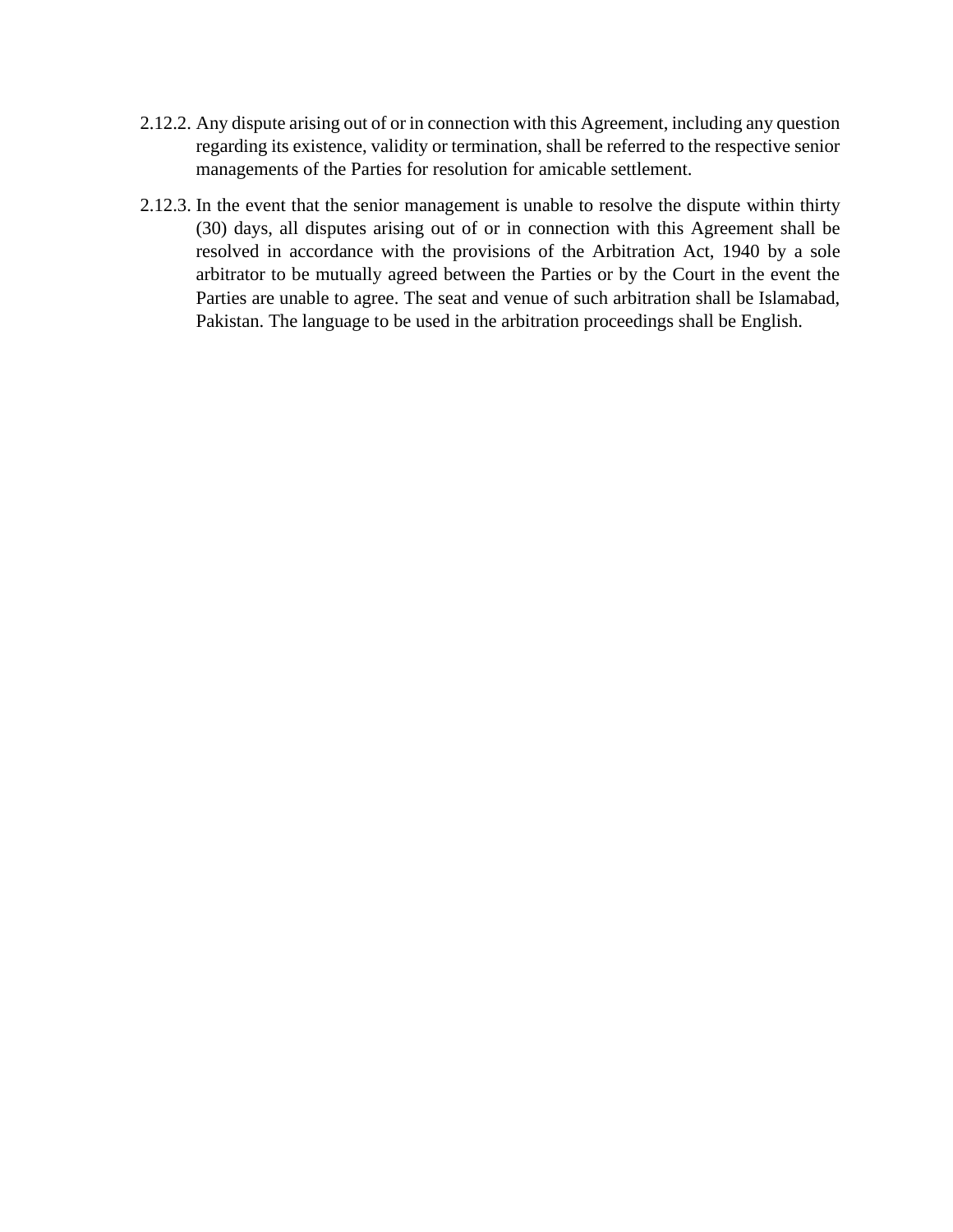2.12.2. Any dispute arising out of or in connection with this Agreement, including any question regarding its existence, validity or termination, shall be referred to the respective senior managements of the Parties for resolution for amicable settlement.

2.12.3. In the event that the senior management is unable to resolve the dispute within thirty (30) days, all disputes arising out of or in connection with this Agreement shall be resolved in accordance with the provisions of the Arbitration Act, 1940 by a sole arbitrator to be mutually agreed between the Parties or by the Court in the event the Parties are unable to agree. The seat and venue of such arbitration shall be Islamabad, Pakistan. The language to be used in the arbitration proceedings shall be English.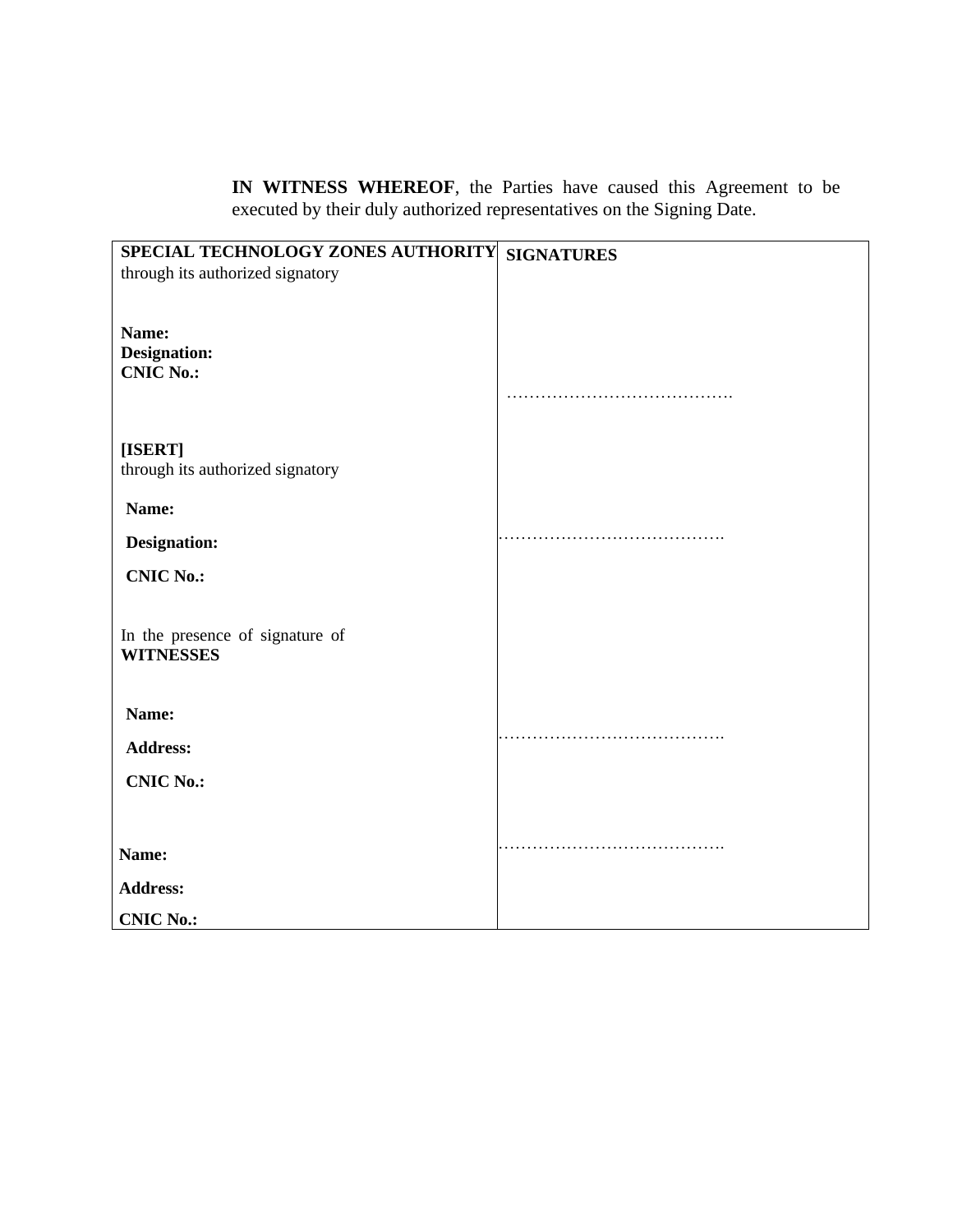**IN WITNESS WHEREOF**, the Parties have caused this Agreement to be executed by their duly authorized representatives on the Signing Date.

| | |
|---|---|
| **SPECIAL TECHNOLOGY ZONES AUTHORITY** through its authorized signatory<br><br>**Name:**<br>**Designation:**<br>**CNIC No.:** | **SIGNATURES**<br><br>…………………………………. |
| **[ISERT]** through its authorized signatory<br><br>**Name:**<br>**Designation:**<br>**CNIC No.:** | …………………………………. |
| In the presence of signature of **WITNESSES**<br><br>**Name:**<br>**Address:**<br>**CNIC No.:** | …………………………………. |
| **Name:**<br>**Address:**<br>**CNIC No.:** | …………………………………. |